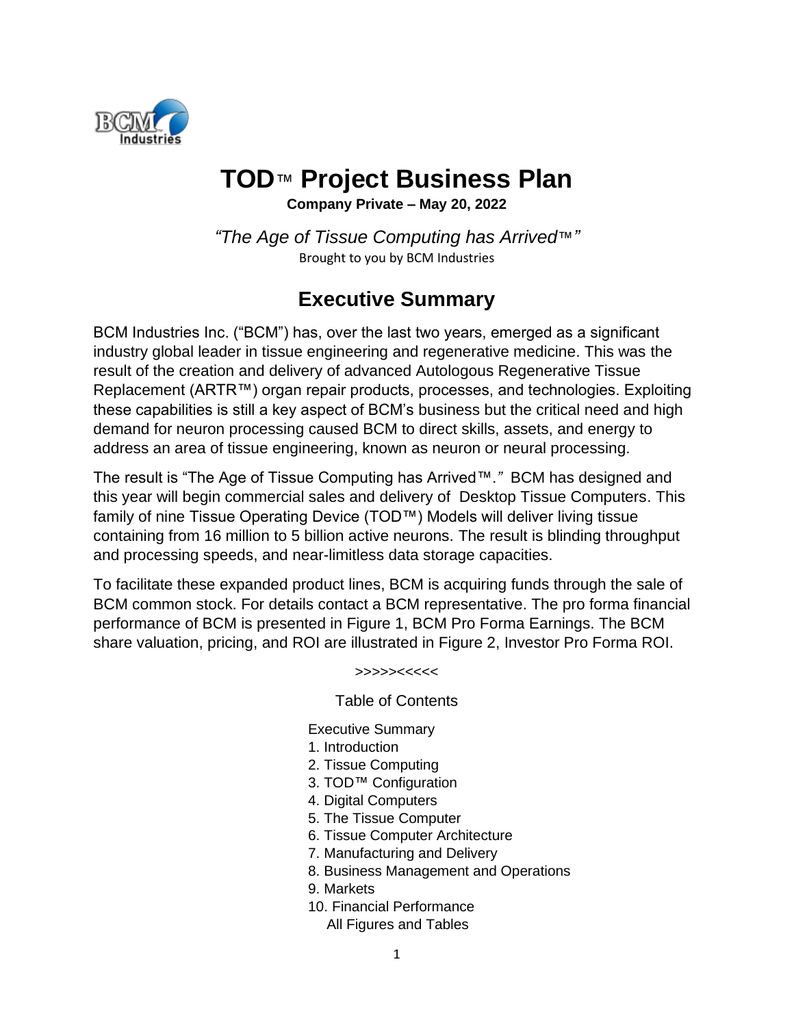# TOD™ Project Business Plan

**Company Private – May 20, 2022**

*"The Age of Tissue Computing has Arrived™"*

Brought to you by BCM Industries

## Executive Summary

BCM Industries Inc. ("BCM") has, over the last two years, emerged as a significant industry global leader in tissue engineering and regenerative medicine. This was the result of the creation and delivery of advanced Autologous Regenerative Tissue Replacement (ARTR™) organ repair products, processes, and technologies. Exploiting these capabilities is still a key aspect of BCM's business but the critical need and high demand for neuron processing caused BCM to direct skills, assets, and energy to address an area of tissue engineering, known as neuron or neural processing.

The result is "The Age of Tissue Computing has Arrived™." BCM has designed and this year will begin commercial sales and delivery of Desktop Tissue Computers. This family of nine Tissue Operating Device (TOD™) Models will deliver living tissue containing from 16 million to 5 billion active neurons. The result is blinding throughput and processing speeds, and near-limitless data storage capacities.

To facilitate these expanded product lines, BCM is acquiring funds through the sale of BCM common stock. For details contact a BCM representative. The pro forma financial performance of BCM is presented in Figure 1, BCM Pro Forma Earnings. The BCM share valuation, pricing, and ROI are illustrated in Figure 2, Investor Pro Forma ROI.

>>>>><<<<<

Table of Contents

Executive Summary
1. Introduction
2. Tissue Computing
3. TOD™ Configuration
4. Digital Computers
5. The Tissue Computer
6. Tissue Computer Architecture
7. Manufacturing and Delivery
8. Business Management and Operations
9. Markets
10. Financial Performance
All Figures and Tables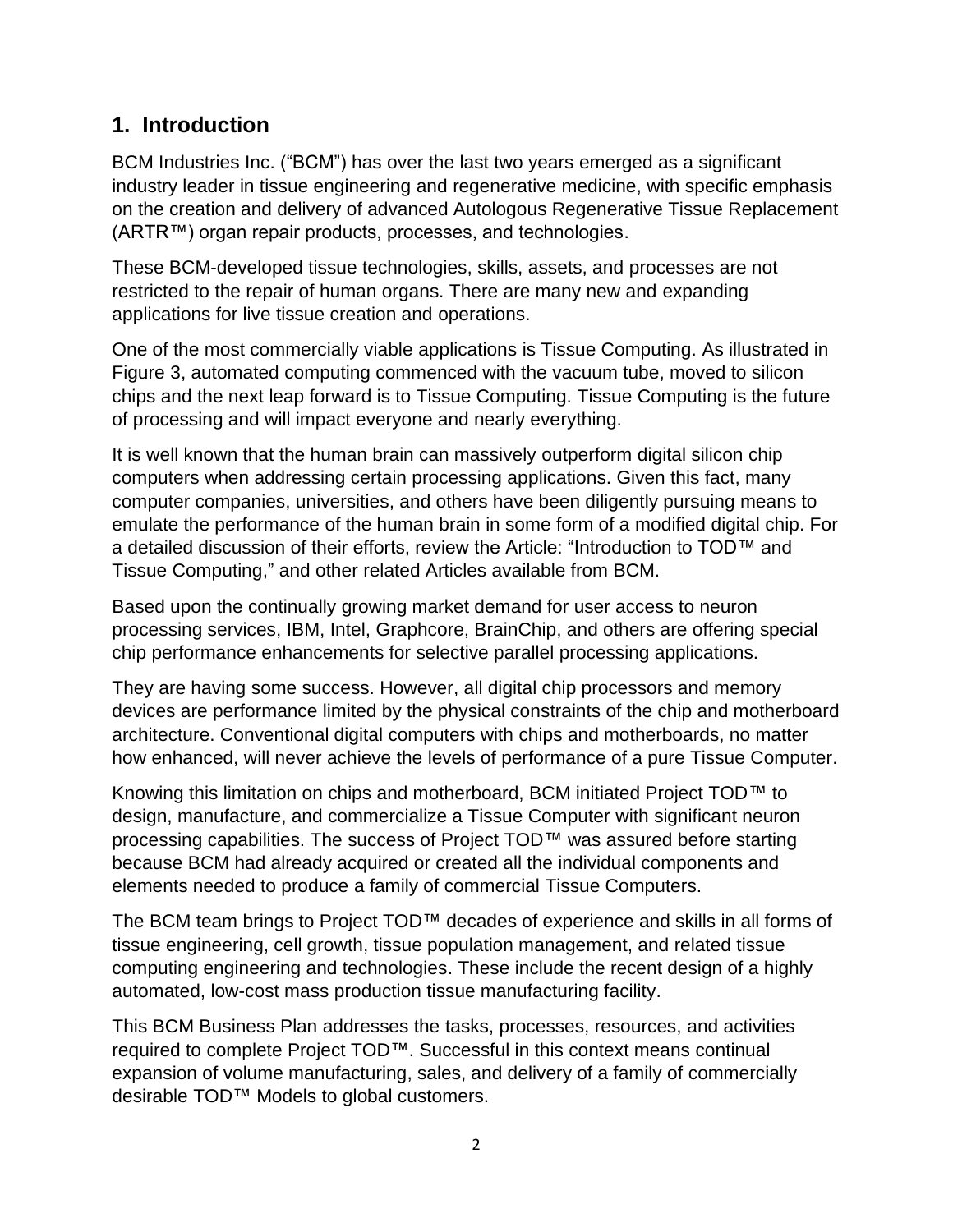## 1. Introduction

BCM Industries Inc. ("BCM") has over the last two years emerged as a significant industry leader in tissue engineering and regenerative medicine, with specific emphasis on the creation and delivery of advanced Autologous Regenerative Tissue Replacement (ARTR™) organ repair products, processes, and technologies.

These BCM-developed tissue technologies, skills, assets, and processes are not restricted to the repair of human organs. There are many new and expanding applications for live tissue creation and operations.

One of the most commercially viable applications is Tissue Computing. As illustrated in Figure 3, automated computing commenced with the vacuum tube, moved to silicon chips and the next leap forward is to Tissue Computing. Tissue Computing is the future of processing and will impact everyone and nearly everything.

It is well known that the human brain can massively outperform digital silicon chip computers when addressing certain processing applications. Given this fact, many computer companies, universities, and others have been diligently pursuing means to emulate the performance of the human brain in some form of a modified digital chip. For a detailed discussion of their efforts, review the Article: "Introduction to TOD™ and Tissue Computing," and other related Articles available from BCM.

Based upon the continually growing market demand for user access to neuron processing services, IBM, Intel, Graphcore, BrainChip, and others are offering special chip performance enhancements for selective parallel processing applications.

They are having some success. However, all digital chip processors and memory devices are performance limited by the physical constraints of the chip and motherboard architecture. Conventional digital computers with chips and motherboards, no matter how enhanced, will never achieve the levels of performance of a pure Tissue Computer.

Knowing this limitation on chips and motherboard, BCM initiated Project TOD™ to design, manufacture, and commercialize a Tissue Computer with significant neuron processing capabilities. The success of Project TOD™ was assured before starting because BCM had already acquired or created all the individual components and elements needed to produce a family of commercial Tissue Computers.

The BCM team brings to Project TOD™ decades of experience and skills in all forms of tissue engineering, cell growth, tissue population management, and related tissue computing engineering and technologies. These include the recent design of a highly automated, low-cost mass production tissue manufacturing facility.

This BCM Business Plan addresses the tasks, processes, resources, and activities required to complete Project TOD™. Successful in this context means continual expansion of volume manufacturing, sales, and delivery of a family of commercially desirable TOD™ Models to global customers.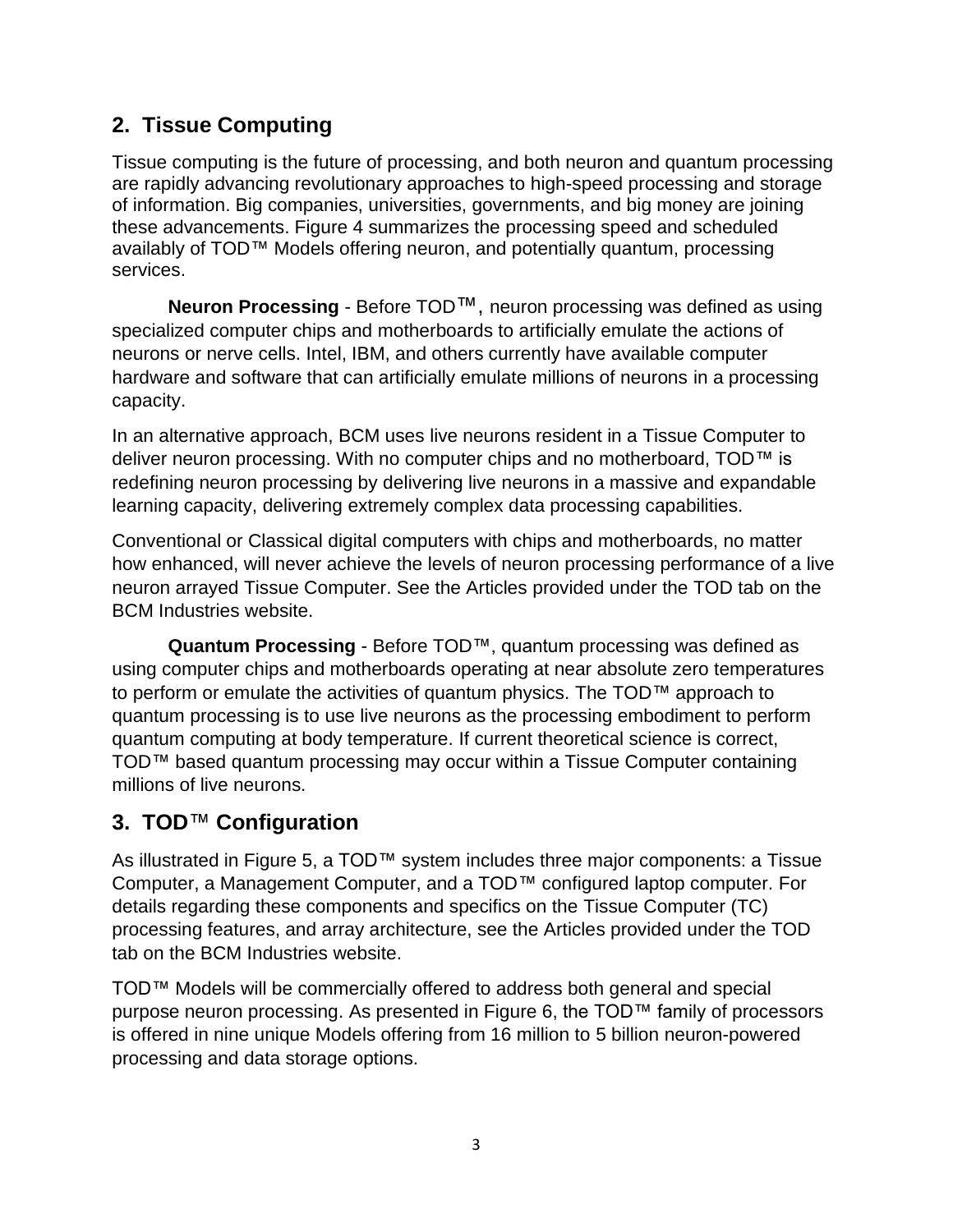## 2. Tissue Computing

Tissue computing is the future of processing, and both neuron and quantum processing are rapidly advancing revolutionary approaches to high-speed processing and storage of information. Big companies, universities, governments, and big money are joining these advancements. Figure 4 summarizes the processing speed and scheduled availably of TOD™ Models offering neuron, and potentially quantum, processing services.

**Neuron Processing** - Before TOD™, neuron processing was defined as using specialized computer chips and motherboards to artificially emulate the actions of neurons or nerve cells. Intel, IBM, and others currently have available computer hardware and software that can artificially emulate millions of neurons in a processing capacity.

In an alternative approach, BCM uses live neurons resident in a Tissue Computer to deliver neuron processing. With no computer chips and no motherboard, TOD™ is redefining neuron processing by delivering live neurons in a massive and expandable learning capacity, delivering extremely complex data processing capabilities.

Conventional or Classical digital computers with chips and motherboards, no matter how enhanced, will never achieve the levels of neuron processing performance of a live neuron arrayed Tissue Computer. See the Articles provided under the TOD tab on the BCM Industries website.

**Quantum Processing** - Before TOD™, quantum processing was defined as using computer chips and motherboards operating at near absolute zero temperatures to perform or emulate the activities of quantum physics. The TOD™ approach to quantum processing is to use live neurons as the processing embodiment to perform quantum computing at body temperature. If current theoretical science is correct, TOD™ based quantum processing may occur within a Tissue Computer containing millions of live neurons.

## 3. TOD™ Configuration

As illustrated in Figure 5, a TOD™ system includes three major components: a Tissue Computer, a Management Computer, and a TOD™ configured laptop computer. For details regarding these components and specifics on the Tissue Computer (TC) processing features, and array architecture, see the Articles provided under the TOD tab on the BCM Industries website.

TOD™ Models will be commercially offered to address both general and special purpose neuron processing. As presented in Figure 6, the TOD™ family of processors is offered in nine unique Models offering from 16 million to 5 billion neuron-powered processing and data storage options.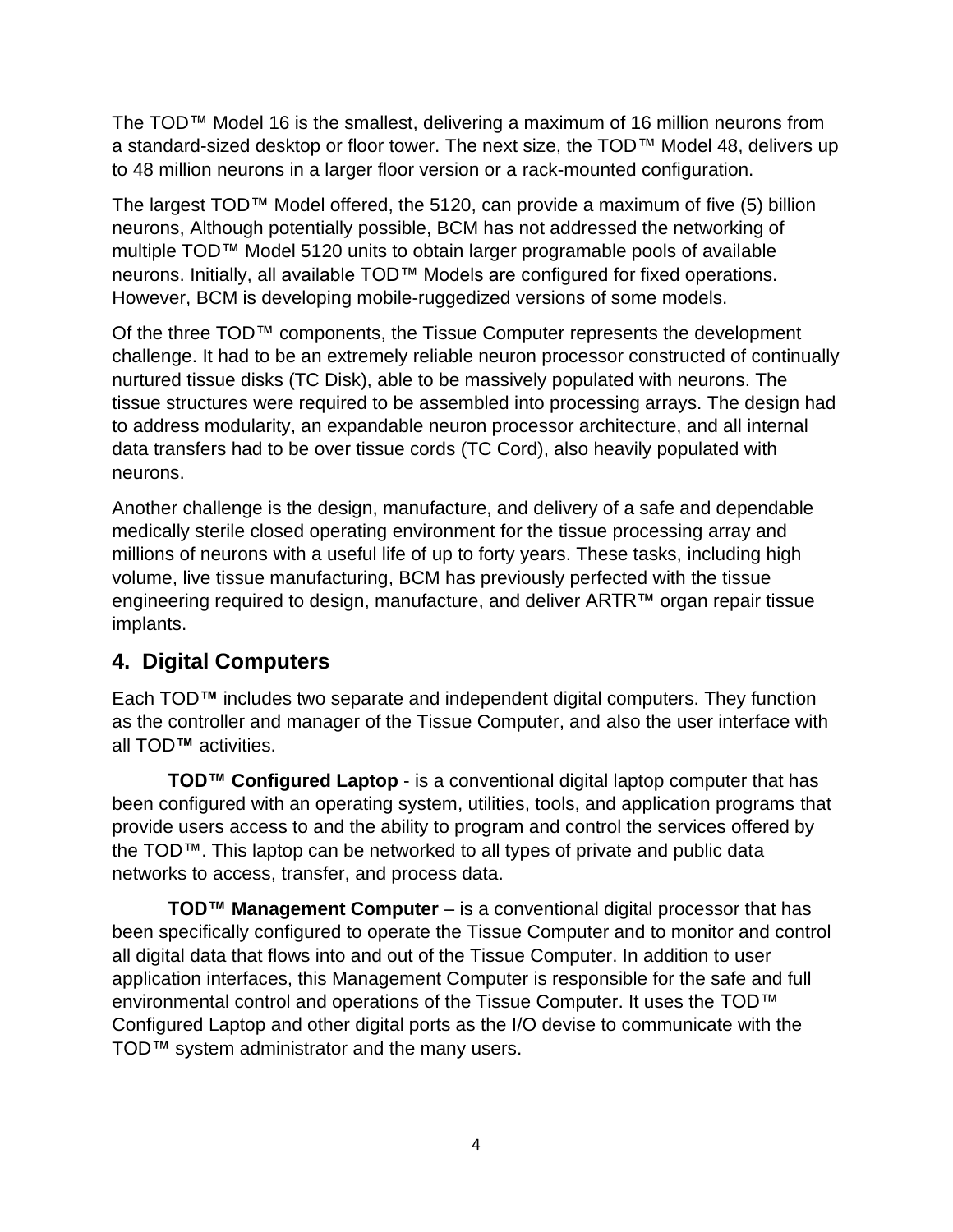The TOD™ Model 16 is the smallest, delivering a maximum of 16 million neurons from a standard-sized desktop or floor tower. The next size, the TOD™ Model 48, delivers up to 48 million neurons in a larger floor version or a rack-mounted configuration.

The largest TOD™ Model offered, the 5120, can provide a maximum of five (5) billion neurons, Although potentially possible, BCM has not addressed the networking of multiple TOD™ Model 5120 units to obtain larger programable pools of available neurons. Initially, all available TOD™ Models are configured for fixed operations. However, BCM is developing mobile-ruggedized versions of some models.

Of the three TOD™ components, the Tissue Computer represents the development challenge. It had to be an extremely reliable neuron processor constructed of continually nurtured tissue disks (TC Disk), able to be massively populated with neurons. The tissue structures were required to be assembled into processing arrays. The design had to address modularity, an expandable neuron processor architecture, and all internal data transfers had to be over tissue cords (TC Cord), also heavily populated with neurons.

Another challenge is the design, manufacture, and delivery of a safe and dependable medically sterile closed operating environment for the tissue processing array and millions of neurons with a useful life of up to forty years. These tasks, including high volume, live tissue manufacturing, BCM has previously perfected with the tissue engineering required to design, manufacture, and deliver ARTR™ organ repair tissue implants.

## 4. Digital Computers

Each TOD**™** includes two separate and independent digital computers. They function as the controller and manager of the Tissue Computer, and also the user interface with all TOD**™** activities.

**TOD™ Configured Laptop** - is a conventional digital laptop computer that has been configured with an operating system, utilities, tools, and application programs that provide users access to and the ability to program and control the services offered by the TOD™. This laptop can be networked to all types of private and public data networks to access, transfer, and process data.

**TOD™ Management Computer** – is a conventional digital processor that has been specifically configured to operate the Tissue Computer and to monitor and control all digital data that flows into and out of the Tissue Computer. In addition to user application interfaces, this Management Computer is responsible for the safe and full environmental control and operations of the Tissue Computer. It uses the TOD™ Configured Laptop and other digital ports as the I/O devise to communicate with the TOD™ system administrator and the many users.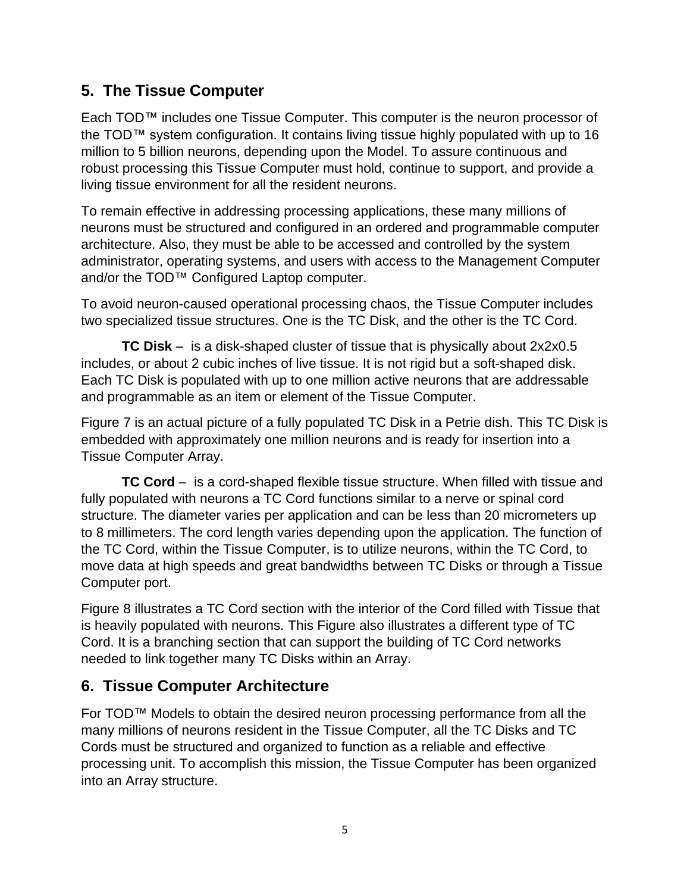## 5. The Tissue Computer

Each TOD™ includes one Tissue Computer. This computer is the neuron processor of the TOD™ system configuration. It contains living tissue highly populated with up to 16 million to 5 billion neurons, depending upon the Model. To assure continuous and robust processing this Tissue Computer must hold, continue to support, and provide a living tissue environment for all the resident neurons.

To remain effective in addressing processing applications, these many millions of neurons must be structured and configured in an ordered and programmable computer architecture. Also, they must be able to be accessed and controlled by the system administrator, operating systems, and users with access to the Management Computer and/or the TOD™ Configured Laptop computer.

To avoid neuron-caused operational processing chaos, the Tissue Computer includes two specialized tissue structures. One is the TC Disk, and the other is the TC Cord.

**TC Disk** – is a disk-shaped cluster of tissue that is physically about 2x2x0.5 includes, or about 2 cubic inches of live tissue. It is not rigid but a soft-shaped disk. Each TC Disk is populated with up to one million active neurons that are addressable and programmable as an item or element of the Tissue Computer.

Figure 7 is an actual picture of a fully populated TC Disk in a Petrie dish. This TC Disk is embedded with approximately one million neurons and is ready for insertion into a Tissue Computer Array.

**TC Cord** – is a cord-shaped flexible tissue structure. When filled with tissue and fully populated with neurons a TC Cord functions similar to a nerve or spinal cord structure. The diameter varies per application and can be less than 20 micrometers up to 8 millimeters. The cord length varies depending upon the application. The function of the TC Cord, within the Tissue Computer, is to utilize neurons, within the TC Cord, to move data at high speeds and great bandwidths between TC Disks or through a Tissue Computer port.

Figure 8 illustrates a TC Cord section with the interior of the Cord filled with Tissue that is heavily populated with neurons. This Figure also illustrates a different type of TC Cord. It is a branching section that can support the building of TC Cord networks needed to link together many TC Disks within an Array.

## 6. Tissue Computer Architecture

For TOD™ Models to obtain the desired neuron processing performance from all the many millions of neurons resident in the Tissue Computer, all the TC Disks and TC Cords must be structured and organized to function as a reliable and effective processing unit. To accomplish this mission, the Tissue Computer has been organized into an Array structure.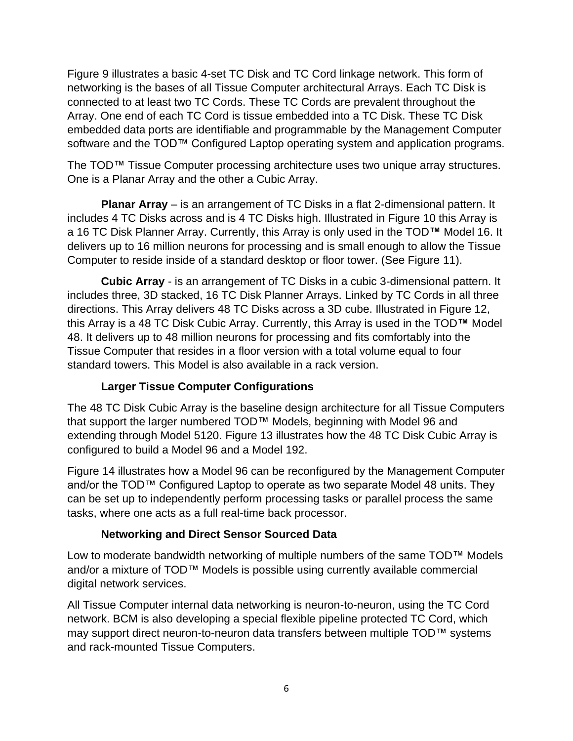Figure 9 illustrates a basic 4-set TC Disk and TC Cord linkage network. This form of networking is the bases of all Tissue Computer architectural Arrays. Each TC Disk is connected to at least two TC Cords. These TC Cords are prevalent throughout the Array. One end of each TC Cord is tissue embedded into a TC Disk. These TC Disk embedded data ports are identifiable and programmable by the Management Computer software and the TOD™ Configured Laptop operating system and application programs.

The TOD™ Tissue Computer processing architecture uses two unique array structures. One is a Planar Array and the other a Cubic Array.

**Planar Array** – is an arrangement of TC Disks in a flat 2-dimensional pattern. It includes 4 TC Disks across and is 4 TC Disks high. Illustrated in Figure 10 this Array is a 16 TC Disk Planner Array. Currently, this Array is only used in the TOD**™** Model 16. It delivers up to 16 million neurons for processing and is small enough to allow the Tissue Computer to reside inside of a standard desktop or floor tower. (See Figure 11).

**Cubic Array** - is an arrangement of TC Disks in a cubic 3-dimensional pattern. It includes three, 3D stacked, 16 TC Disk Planner Arrays. Linked by TC Cords in all three directions. This Array delivers 48 TC Disks across a 3D cube. Illustrated in Figure 12, this Array is a 48 TC Disk Cubic Array. Currently, this Array is used in the TOD**™** Model 48. It delivers up to 48 million neurons for processing and fits comfortably into the Tissue Computer that resides in a floor version with a total volume equal to four standard towers. This Model is also available in a rack version.

### Larger Tissue Computer Configurations

The 48 TC Disk Cubic Array is the baseline design architecture for all Tissue Computers that support the larger numbered TOD™ Models, beginning with Model 96 and extending through Model 5120. Figure 13 illustrates how the 48 TC Disk Cubic Array is configured to build a Model 96 and a Model 192.

Figure 14 illustrates how a Model 96 can be reconfigured by the Management Computer and/or the TOD™ Configured Laptop to operate as two separate Model 48 units. They can be set up to independently perform processing tasks or parallel process the same tasks, where one acts as a full real-time back processor.

### Networking and Direct Sensor Sourced Data

Low to moderate bandwidth networking of multiple numbers of the same TOD™ Models and/or a mixture of TOD™ Models is possible using currently available commercial digital network services.

All Tissue Computer internal data networking is neuron-to-neuron, using the TC Cord network. BCM is also developing a special flexible pipeline protected TC Cord, which may support direct neuron-to-neuron data transfers between multiple TOD™ systems and rack-mounted Tissue Computers.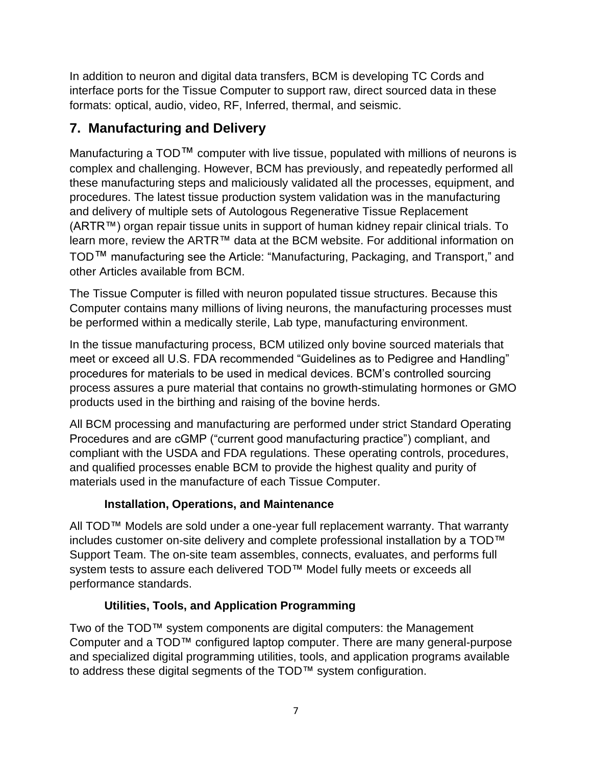In addition to neuron and digital data transfers, BCM is developing TC Cords and interface ports for the Tissue Computer to support raw, direct sourced data in these formats: optical, audio, video, RF, Inferred, thermal, and seismic.

## 7. Manufacturing and Delivery

Manufacturing a TOD™ computer with live tissue, populated with millions of neurons is complex and challenging. However, BCM has previously, and repeatedly performed all these manufacturing steps and maliciously validated all the processes, equipment, and procedures. The latest tissue production system validation was in the manufacturing and delivery of multiple sets of Autologous Regenerative Tissue Replacement (ARTR™) organ repair tissue units in support of human kidney repair clinical trials. To learn more, review the ARTR™ data at the BCM website. For additional information on TOD™ manufacturing see the Article: "Manufacturing, Packaging, and Transport," and other Articles available from BCM.

The Tissue Computer is filled with neuron populated tissue structures. Because this Computer contains many millions of living neurons, the manufacturing processes must be performed within a medically sterile, Lab type, manufacturing environment.

In the tissue manufacturing process, BCM utilized only bovine sourced materials that meet or exceed all U.S. FDA recommended "Guidelines as to Pedigree and Handling" procedures for materials to be used in medical devices. BCM's controlled sourcing process assures a pure material that contains no growth-stimulating hormones or GMO products used in the birthing and raising of the bovine herds.

All BCM processing and manufacturing are performed under strict Standard Operating Procedures and are cGMP ("current good manufacturing practice") compliant, and compliant with the USDA and FDA regulations. These operating controls, procedures, and qualified processes enable BCM to provide the highest quality and purity of materials used in the manufacture of each Tissue Computer.

### Installation, Operations, and Maintenance

All TOD™ Models are sold under a one-year full replacement warranty. That warranty includes customer on-site delivery and complete professional installation by a TOD™ Support Team. The on-site team assembles, connects, evaluates, and performs full system tests to assure each delivered TOD™ Model fully meets or exceeds all performance standards.

### Utilities, Tools, and Application Programming

Two of the TOD™ system components are digital computers: the Management Computer and a TOD™ configured laptop computer. There are many general-purpose and specialized digital programming utilities, tools, and application programs available to address these digital segments of the TOD™ system configuration.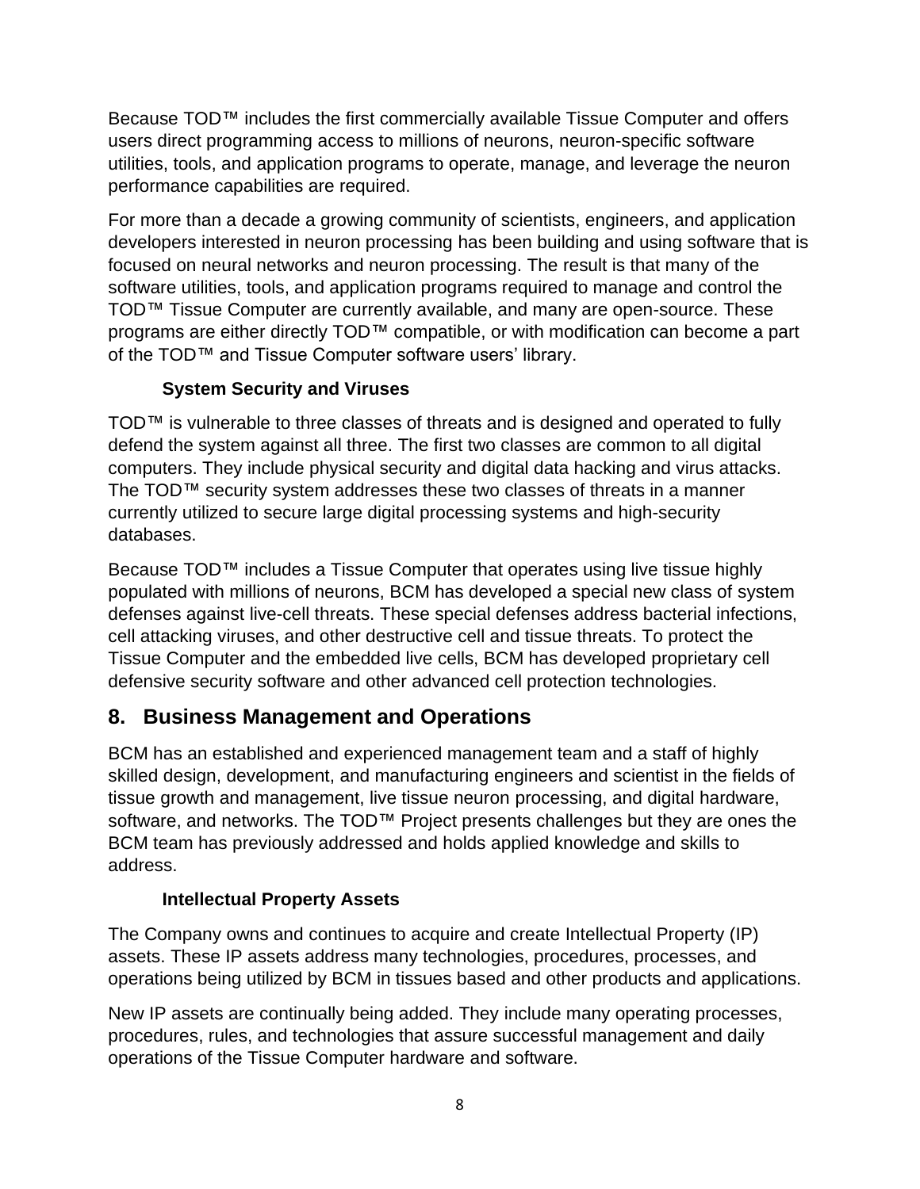Because TOD™ includes the first commercially available Tissue Computer and offers users direct programming access to millions of neurons, neuron-specific software utilities, tools, and application programs to operate, manage, and leverage the neuron performance capabilities are required.

For more than a decade a growing community of scientists, engineers, and application developers interested in neuron processing has been building and using software that is focused on neural networks and neuron processing. The result is that many of the software utilities, tools, and application programs required to manage and control the TOD™ Tissue Computer are currently available, and many are open-source. These programs are either directly TOD™ compatible, or with modification can become a part of the TOD™ and Tissue Computer software users' library.

### System Security and Viruses

TOD™ is vulnerable to three classes of threats and is designed and operated to fully defend the system against all three. The first two classes are common to all digital computers. They include physical security and digital data hacking and virus attacks. The TOD™ security system addresses these two classes of threats in a manner currently utilized to secure large digital processing systems and high-security databases.

Because TOD™ includes a Tissue Computer that operates using live tissue highly populated with millions of neurons, BCM has developed a special new class of system defenses against live-cell threats. These special defenses address bacterial infections, cell attacking viruses, and other destructive cell and tissue threats. To protect the Tissue Computer and the embedded live cells, BCM has developed proprietary cell defensive security software and other advanced cell protection technologies.

## 8. Business Management and Operations

BCM has an established and experienced management team and a staff of highly skilled design, development, and manufacturing engineers and scientist in the fields of tissue growth and management, live tissue neuron processing, and digital hardware, software, and networks. The TOD™ Project presents challenges but they are ones the BCM team has previously addressed and holds applied knowledge and skills to address.

### Intellectual Property Assets

The Company owns and continues to acquire and create Intellectual Property (IP) assets. These IP assets address many technologies, procedures, processes, and operations being utilized by BCM in tissues based and other products and applications.

New IP assets are continually being added. They include many operating processes, procedures, rules, and technologies that assure successful management and daily operations of the Tissue Computer hardware and software.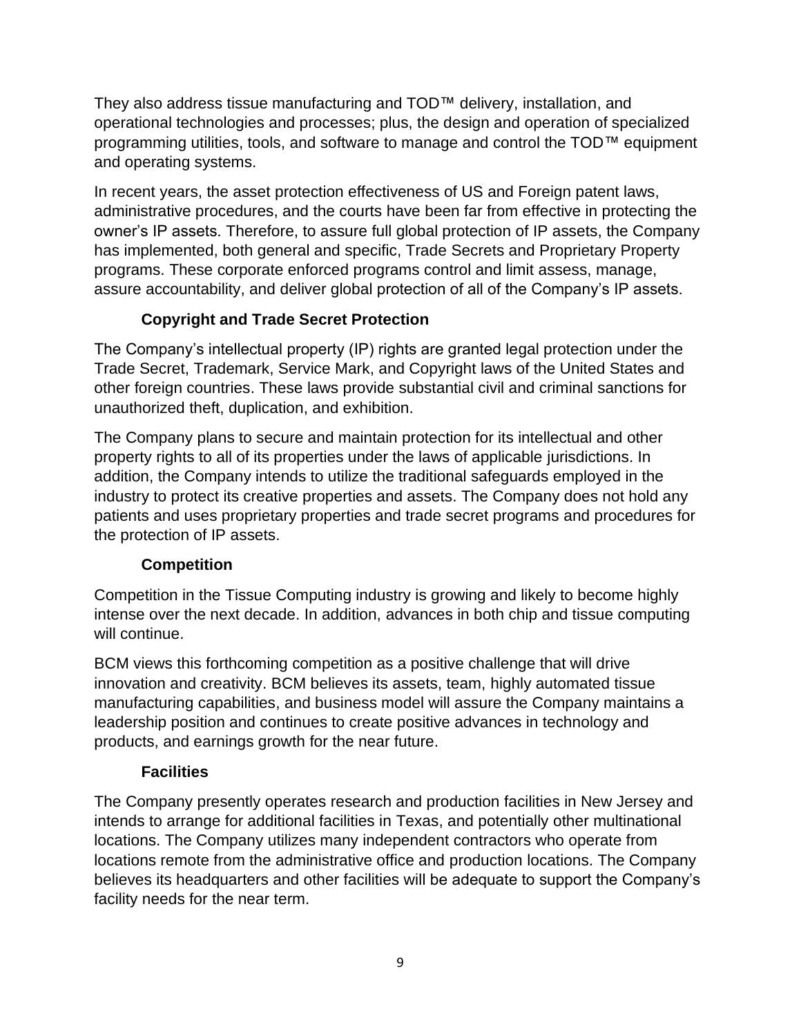They also address tissue manufacturing and TOD™ delivery, installation, and operational technologies and processes; plus, the design and operation of specialized programming utilities, tools, and software to manage and control the TOD™ equipment and operating systems.

In recent years, the asset protection effectiveness of US and Foreign patent laws, administrative procedures, and the courts have been far from effective in protecting the owner's IP assets. Therefore, to assure full global protection of IP assets, the Company has implemented, both general and specific, Trade Secrets and Proprietary Property programs. These corporate enforced programs control and limit assess, manage, assure accountability, and deliver global protection of all of the Company's IP assets.

### Copyright and Trade Secret Protection

The Company's intellectual property (IP) rights are granted legal protection under the Trade Secret, Trademark, Service Mark, and Copyright laws of the United States and other foreign countries. These laws provide substantial civil and criminal sanctions for unauthorized theft, duplication, and exhibition.

The Company plans to secure and maintain protection for its intellectual and other property rights to all of its properties under the laws of applicable jurisdictions. In addition, the Company intends to utilize the traditional safeguards employed in the industry to protect its creative properties and assets. The Company does not hold any patients and uses proprietary properties and trade secret programs and procedures for the protection of IP assets.

### Competition

Competition in the Tissue Computing industry is growing and likely to become highly intense over the next decade. In addition, advances in both chip and tissue computing will continue.

BCM views this forthcoming competition as a positive challenge that will drive innovation and creativity. BCM believes its assets, team, highly automated tissue manufacturing capabilities, and business model will assure the Company maintains a leadership position and continues to create positive advances in technology and products, and earnings growth for the near future.

### Facilities

The Company presently operates research and production facilities in New Jersey and intends to arrange for additional facilities in Texas, and potentially other multinational locations. The Company utilizes many independent contractors who operate from locations remote from the administrative office and production locations. The Company believes its headquarters and other facilities will be adequate to support the Company's facility needs for the near term.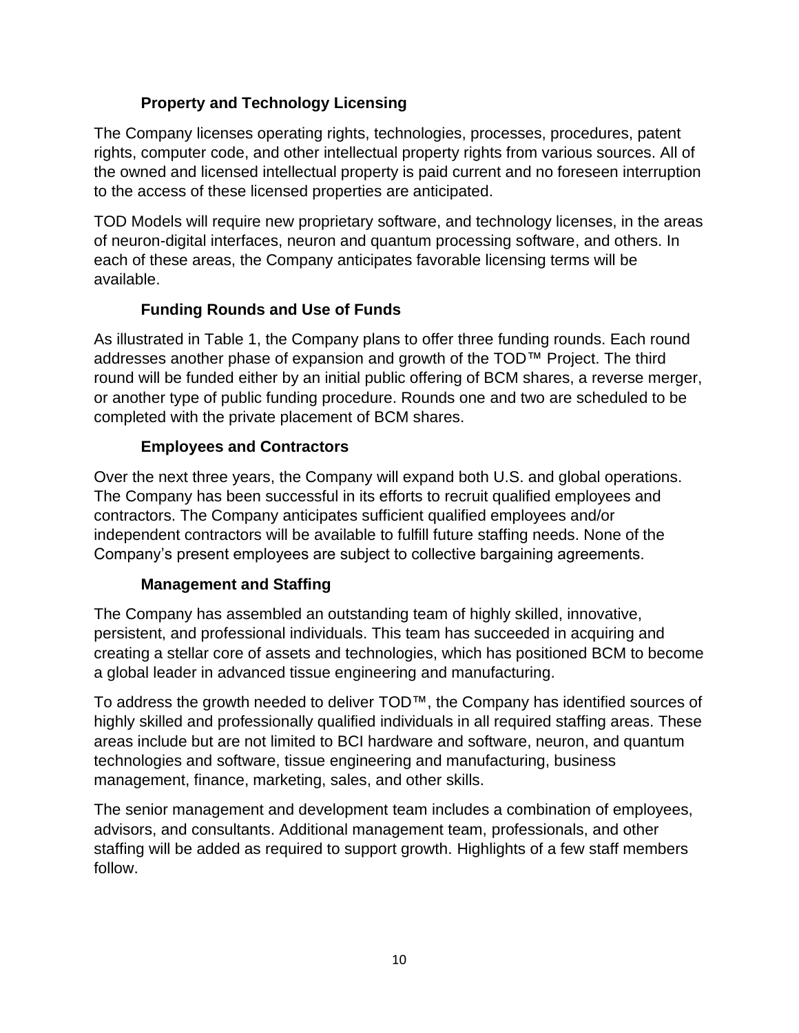### Property and Technology Licensing

The Company licenses operating rights, technologies, processes, procedures, patent rights, computer code, and other intellectual property rights from various sources. All of the owned and licensed intellectual property is paid current and no foreseen interruption to the access of these licensed properties are anticipated.

TOD Models will require new proprietary software, and technology licenses, in the areas of neuron-digital interfaces, neuron and quantum processing software, and others. In each of these areas, the Company anticipates favorable licensing terms will be available.

### Funding Rounds and Use of Funds

As illustrated in Table 1, the Company plans to offer three funding rounds. Each round addresses another phase of expansion and growth of the TOD™ Project. The third round will be funded either by an initial public offering of BCM shares, a reverse merger, or another type of public funding procedure. Rounds one and two are scheduled to be completed with the private placement of BCM shares.

### Employees and Contractors

Over the next three years, the Company will expand both U.S. and global operations. The Company has been successful in its efforts to recruit qualified employees and contractors. The Company anticipates sufficient qualified employees and/or independent contractors will be available to fulfill future staffing needs. None of the Company's present employees are subject to collective bargaining agreements.

### Management and Staffing

The Company has assembled an outstanding team of highly skilled, innovative, persistent, and professional individuals. This team has succeeded in acquiring and creating a stellar core of assets and technologies, which has positioned BCM to become a global leader in advanced tissue engineering and manufacturing.

To address the growth needed to deliver TOD™, the Company has identified sources of highly skilled and professionally qualified individuals in all required staffing areas. These areas include but are not limited to BCI hardware and software, neuron, and quantum technologies and software, tissue engineering and manufacturing, business management, finance, marketing, sales, and other skills.

The senior management and development team includes a combination of employees, advisors, and consultants. Additional management team, professionals, and other staffing will be added as required to support growth. Highlights of a few staff members follow.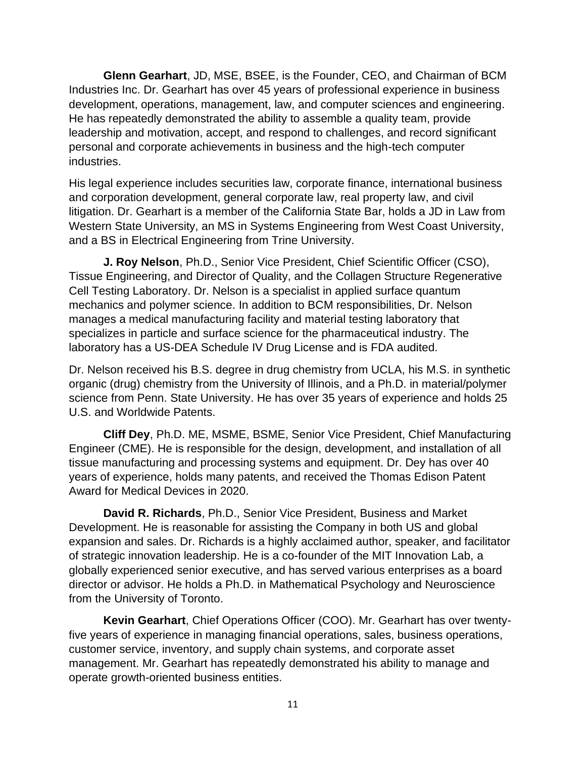**Glenn Gearhart**, JD, MSE, BSEE, is the Founder, CEO, and Chairman of BCM Industries Inc. Dr. Gearhart has over 45 years of professional experience in business development, operations, management, law, and computer sciences and engineering. He has repeatedly demonstrated the ability to assemble a quality team, provide leadership and motivation, accept, and respond to challenges, and record significant personal and corporate achievements in business and the high-tech computer industries.

His legal experience includes securities law, corporate finance, international business and corporation development, general corporate law, real property law, and civil litigation. Dr. Gearhart is a member of the California State Bar, holds a JD in Law from Western State University, an MS in Systems Engineering from West Coast University, and a BS in Electrical Engineering from Trine University.

**J. Roy Nelson**, Ph.D., Senior Vice President, Chief Scientific Officer (CSO), Tissue Engineering, and Director of Quality, and the Collagen Structure Regenerative Cell Testing Laboratory. Dr. Nelson is a specialist in applied surface quantum mechanics and polymer science. In addition to BCM responsibilities, Dr. Nelson manages a medical manufacturing facility and material testing laboratory that specializes in particle and surface science for the pharmaceutical industry. The laboratory has a US-DEA Schedule IV Drug License and is FDA audited.

Dr. Nelson received his B.S. degree in drug chemistry from UCLA, his M.S. in synthetic organic (drug) chemistry from the University of Illinois, and a Ph.D. in material/polymer science from Penn. State University. He has over 35 years of experience and holds 25 U.S. and Worldwide Patents.

**Cliff Dey**, Ph.D. ME, MSME, BSME, Senior Vice President, Chief Manufacturing Engineer (CME). He is responsible for the design, development, and installation of all tissue manufacturing and processing systems and equipment. Dr. Dey has over 40 years of experience, holds many patents, and received the Thomas Edison Patent Award for Medical Devices in 2020.

**David R. Richards**, Ph.D., Senior Vice President, Business and Market Development. He is reasonable for assisting the Company in both US and global expansion and sales. Dr. Richards is a highly acclaimed author, speaker, and facilitator of strategic innovation leadership. He is a co-founder of the MIT Innovation Lab, a globally experienced senior executive, and has served various enterprises as a board director or advisor. He holds a Ph.D. in Mathematical Psychology and Neuroscience from the University of Toronto.

**Kevin Gearhart**, Chief Operations Officer (COO). Mr. Gearhart has over twenty-five years of experience in managing financial operations, sales, business operations, customer service, inventory, and supply chain systems, and corporate asset management. Mr. Gearhart has repeatedly demonstrated his ability to manage and operate growth-oriented business entities.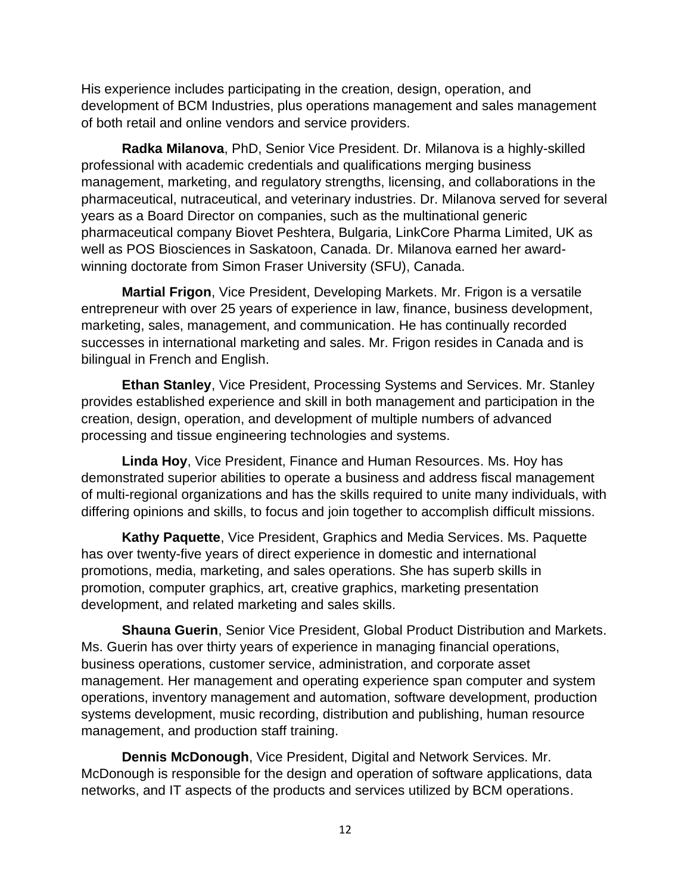His experience includes participating in the creation, design, operation, and development of BCM Industries, plus operations management and sales management of both retail and online vendors and service providers.

**Radka Milanova**, PhD, Senior Vice President. Dr. Milanova is a highly-skilled professional with academic credentials and qualifications merging business management, marketing, and regulatory strengths, licensing, and collaborations in the pharmaceutical, nutraceutical, and veterinary industries. Dr. Milanova served for several years as a Board Director on companies, such as the multinational generic pharmaceutical company Biovet Peshtera, Bulgaria, LinkCore Pharma Limited, UK as well as POS Biosciences in Saskatoon, Canada. Dr. Milanova earned her award-winning doctorate from Simon Fraser University (SFU), Canada.

**Martial Frigon**, Vice President, Developing Markets. Mr. Frigon is a versatile entrepreneur with over 25 years of experience in law, finance, business development, marketing, sales, management, and communication. He has continually recorded successes in international marketing and sales. Mr. Frigon resides in Canada and is bilingual in French and English.

**Ethan Stanley**, Vice President, Processing Systems and Services. Mr. Stanley provides established experience and skill in both management and participation in the creation, design, operation, and development of multiple numbers of advanced processing and tissue engineering technologies and systems.

**Linda Hoy**, Vice President, Finance and Human Resources. Ms. Hoy has demonstrated superior abilities to operate a business and address fiscal management of multi-regional organizations and has the skills required to unite many individuals, with differing opinions and skills, to focus and join together to accomplish difficult missions.

**Kathy Paquette**, Vice President, Graphics and Media Services. Ms. Paquette has over twenty-five years of direct experience in domestic and international promotions, media, marketing, and sales operations. She has superb skills in promotion, computer graphics, art, creative graphics, marketing presentation development, and related marketing and sales skills.

**Shauna Guerin**, Senior Vice President, Global Product Distribution and Markets. Ms. Guerin has over thirty years of experience in managing financial operations, business operations, customer service, administration, and corporate asset management. Her management and operating experience span computer and system operations, inventory management and automation, software development, production systems development, music recording, distribution and publishing, human resource management, and production staff training.

**Dennis McDonough**, Vice President, Digital and Network Services. Mr. McDonough is responsible for the design and operation of software applications, data networks, and IT aspects of the products and services utilized by BCM operations.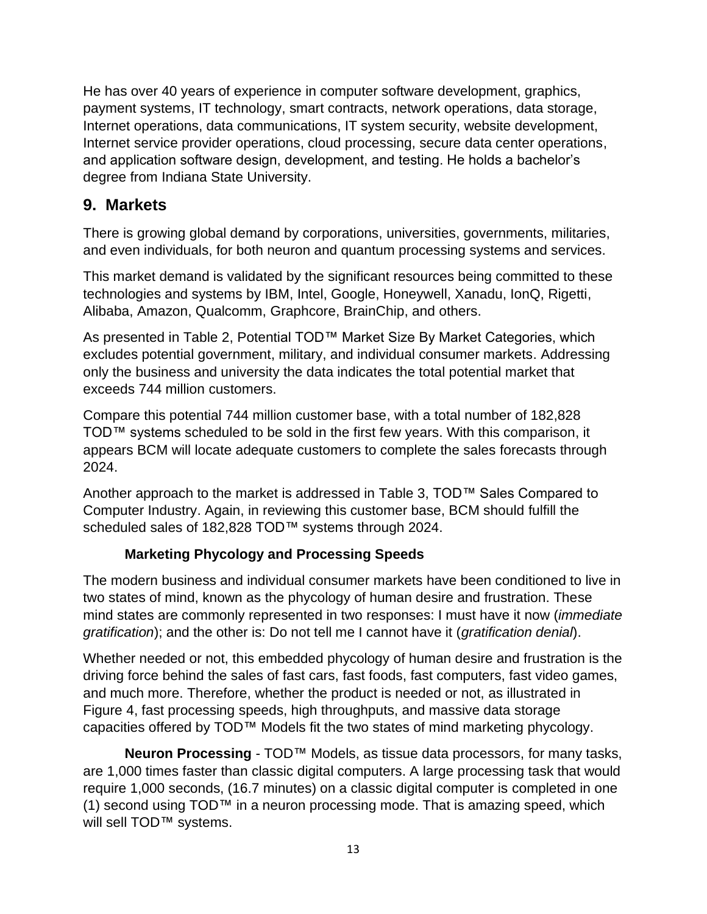He has over 40 years of experience in computer software development, graphics, payment systems, IT technology, smart contracts, network operations, data storage, Internet operations, data communications, IT system security, website development, Internet service provider operations, cloud processing, secure data center operations, and application software design, development, and testing. He holds a bachelor's degree from Indiana State University.

## 9. Markets

There is growing global demand by corporations, universities, governments, militaries, and even individuals, for both neuron and quantum processing systems and services.

This market demand is validated by the significant resources being committed to these technologies and systems by IBM, Intel, Google, Honeywell, Xanadu, IonQ, Rigetti, Alibaba, Amazon, Qualcomm, Graphcore, BrainChip, and others.

As presented in Table 2, Potential TOD™ Market Size By Market Categories, which excludes potential government, military, and individual consumer markets. Addressing only the business and university the data indicates the total potential market that exceeds 744 million customers.

Compare this potential 744 million customer base, with a total number of 182,828 TOD™ systems scheduled to be sold in the first few years. With this comparison, it appears BCM will locate adequate customers to complete the sales forecasts through 2024.

Another approach to the market is addressed in Table 3, TOD™ Sales Compared to Computer Industry. Again, in reviewing this customer base, BCM should fulfill the scheduled sales of 182,828 TOD™ systems through 2024.

### Marketing Phycology and Processing Speeds

The modern business and individual consumer markets have been conditioned to live in two states of mind, known as the phycology of human desire and frustration. These mind states are commonly represented in two responses: I must have it now (*immediate gratification*); and the other is: Do not tell me I cannot have it (*gratification denial*).

Whether needed or not, this embedded phycology of human desire and frustration is the driving force behind the sales of fast cars, fast foods, fast computers, fast video games, and much more. Therefore, whether the product is needed or not, as illustrated in Figure 4, fast processing speeds, high throughputs, and massive data storage capacities offered by TOD™ Models fit the two states of mind marketing phycology.

**Neuron Processing** - TOD™ Models, as tissue data processors, for many tasks, are 1,000 times faster than classic digital computers. A large processing task that would require 1,000 seconds, (16.7 minutes) on a classic digital computer is completed in one (1) second using TOD™ in a neuron processing mode. That is amazing speed, which will sell TOD™ systems.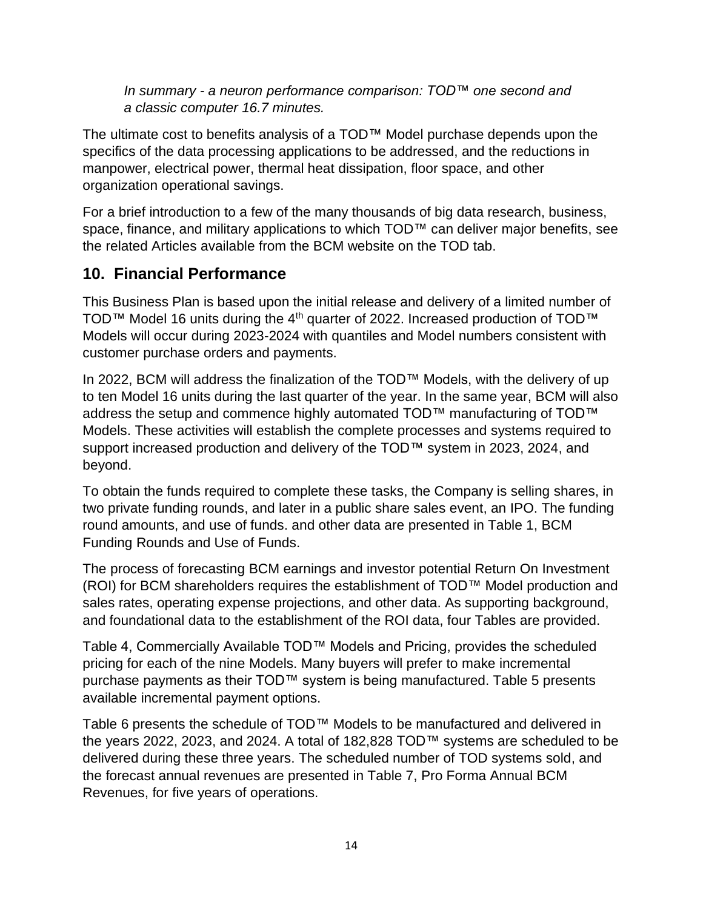*In summary - a neuron performance comparison: TOD™ one second and a classic computer 16.7 minutes.*

The ultimate cost to benefits analysis of a TOD™ Model purchase depends upon the specifics of the data processing applications to be addressed, and the reductions in manpower, electrical power, thermal heat dissipation, floor space, and other organization operational savings.

For a brief introduction to a few of the many thousands of big data research, business, space, finance, and military applications to which TOD™ can deliver major benefits, see the related Articles available from the BCM website on the TOD tab.

## 10. Financial Performance

This Business Plan is based upon the initial release and delivery of a limited number of TOD™ Model 16 units during the 4th quarter of 2022. Increased production of TOD™ Models will occur during 2023-2024 with quantiles and Model numbers consistent with customer purchase orders and payments.

In 2022, BCM will address the finalization of the TOD™ Models, with the delivery of up to ten Model 16 units during the last quarter of the year. In the same year, BCM will also address the setup and commence highly automated TOD™ manufacturing of TOD™ Models. These activities will establish the complete processes and systems required to support increased production and delivery of the TOD™ system in 2023, 2024, and beyond.

To obtain the funds required to complete these tasks, the Company is selling shares, in two private funding rounds, and later in a public share sales event, an IPO. The funding round amounts, and use of funds. and other data are presented in Table 1, BCM Funding Rounds and Use of Funds.

The process of forecasting BCM earnings and investor potential Return On Investment (ROI) for BCM shareholders requires the establishment of TOD™ Model production and sales rates, operating expense projections, and other data. As supporting background, and foundational data to the establishment of the ROI data, four Tables are provided.

Table 4, Commercially Available TOD™ Models and Pricing, provides the scheduled pricing for each of the nine Models. Many buyers will prefer to make incremental purchase payments as their TOD™ system is being manufactured. Table 5 presents available incremental payment options.

Table 6 presents the schedule of TOD™ Models to be manufactured and delivered in the years 2022, 2023, and 2024. A total of 182,828 TOD™ systems are scheduled to be delivered during these three years. The scheduled number of TOD systems sold, and the forecast annual revenues are presented in Table 7, Pro Forma Annual BCM Revenues, for five years of operations.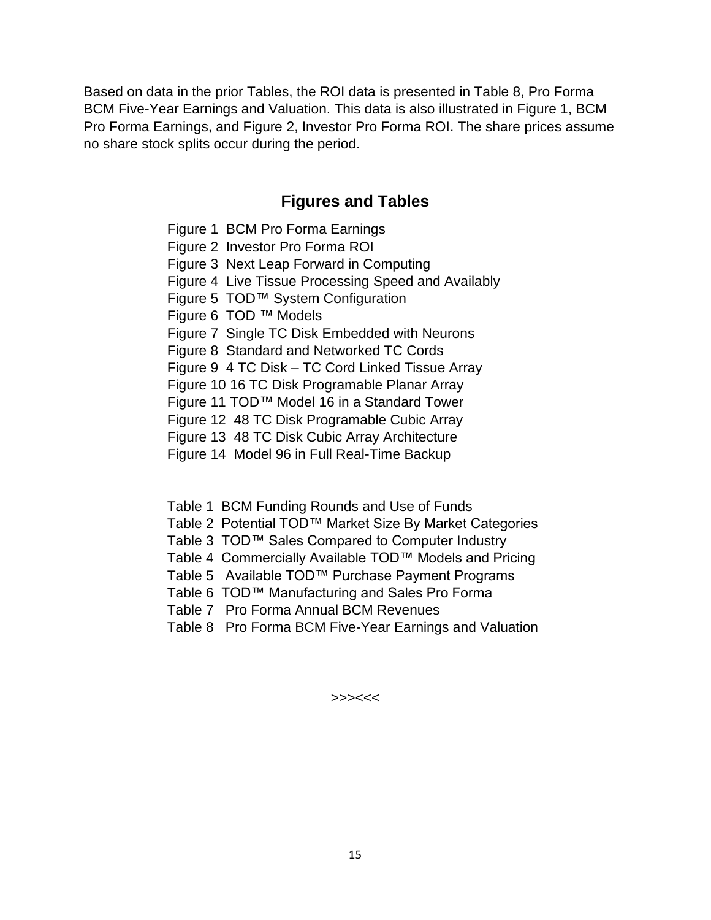Based on data in the prior Tables, the ROI data is presented in Table 8, Pro Forma BCM Five-Year Earnings and Valuation. This data is also illustrated in Figure 1, BCM Pro Forma Earnings, and Figure 2, Investor Pro Forma ROI. The share prices assume no share stock splits occur during the period.

## Figures and Tables

Figure 1 BCM Pro Forma Earnings
Figure 2 Investor Pro Forma ROI
Figure 3 Next Leap Forward in Computing
Figure 4 Live Tissue Processing Speed and Availably
Figure 5 TOD™ System Configuration
Figure 6 TOD ™ Models
Figure 7 Single TC Disk Embedded with Neurons
Figure 8 Standard and Networked TC Cords
Figure 9 4 TC Disk – TC Cord Linked Tissue Array
Figure 10 16 TC Disk Programable Planar Array
Figure 11 TOD™ Model 16 in a Standard Tower
Figure 12 48 TC Disk Programable Cubic Array
Figure 13 48 TC Disk Cubic Array Architecture
Figure 14 Model 96 in Full Real-Time Backup

Table 1 BCM Funding Rounds and Use of Funds
Table 2 Potential TOD™ Market Size By Market Categories
Table 3 TOD™ Sales Compared to Computer Industry
Table 4 Commercially Available TOD™ Models and Pricing
Table 5 Available TOD™ Purchase Payment Programs
Table 6 TOD™ Manufacturing and Sales Pro Forma
Table 7 Pro Forma Annual BCM Revenues
Table 8 Pro Forma BCM Five-Year Earnings and Valuation

>>><<<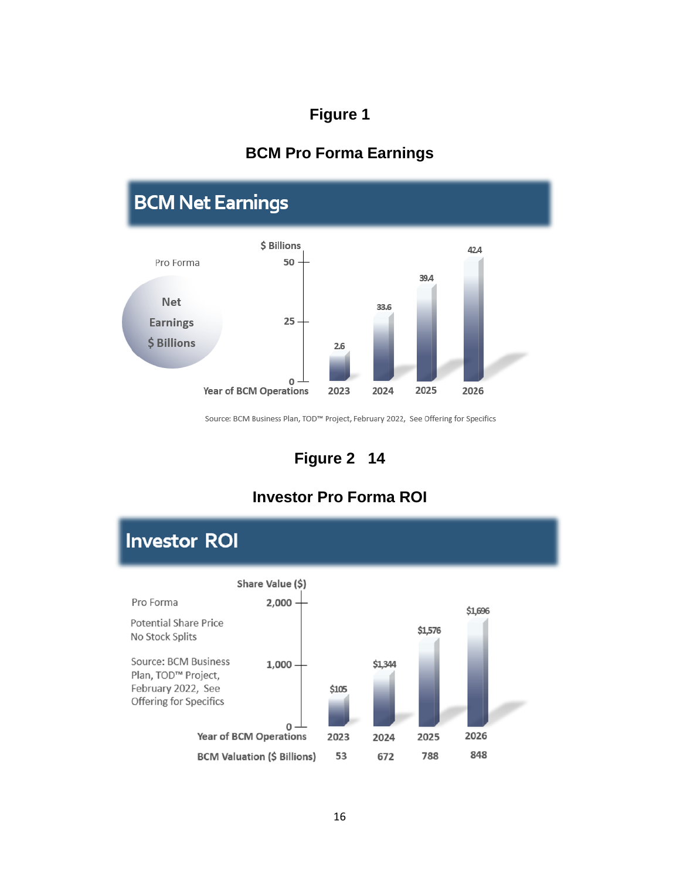**Figure 1**

**BCM Pro Forma Earnings**

## BCM Net Earnings

Pro Forma

Net Earnings $ Billions

| Year of BCM Operations | 2023 | 2024 | 2025 | 2026 |
|---|---|---|---|---|
| Net Earnings ($ Billions) | 2.6 | 33.6 | 39.4 | 42.4 |

Source: BCM Business Plan, TOD™ Project, February 2022, See Offering for Specifics

**Figure 2 14**

**Investor Pro Forma ROI**

## Investor ROI

Pro Forma

Potential Share Price
No Stock Splits

Source: BCM Business Plan, TOD™ Project, February 2022, See Offering for Specifics

| Year of BCM Operations | 2023 | 2024 | 2025 | 2026 |
|---|---|---|---|---|
| Share Value ($) | $105 | $1,344 | $1,576 | $1,696 |
| BCM Valuation ($ Billions) | 53 | 672 | 788 | 848 |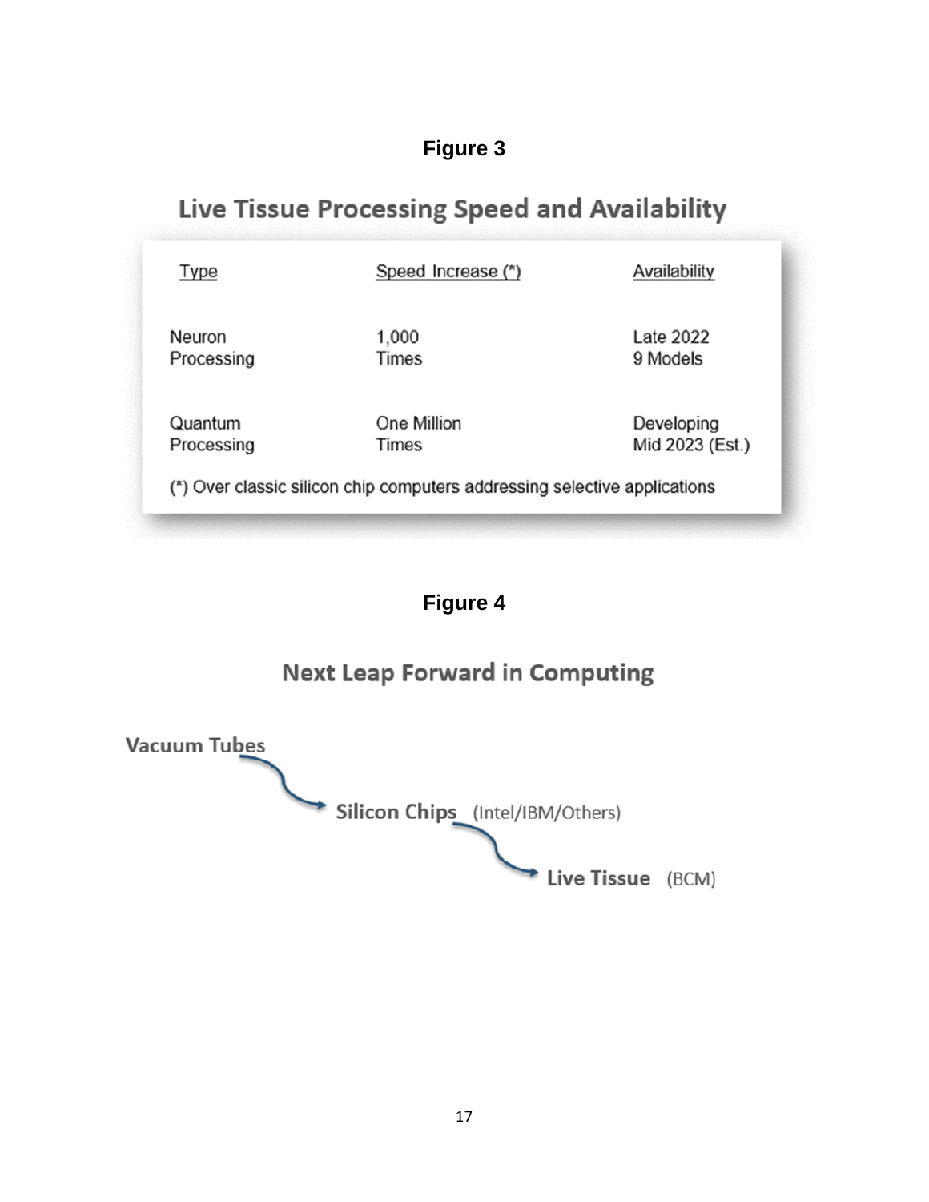**Figure 3**

## Live Tissue Processing Speed and Availability

| Type | Speed Increase (*) | Availability |
|---|---|---|
| Neuron Processing | 1,000 Times | Late 2022 9 Models |
| Quantum Processing | One Million Times | Developing Mid 2023 (Est.) |

(*) Over classic silicon chip computers addressing selective applications

**Figure 4**

## Next Leap Forward in Computing

Vacuum Tubes → Silicon Chips (Intel/IBM/Others) → Live Tissue (BCM)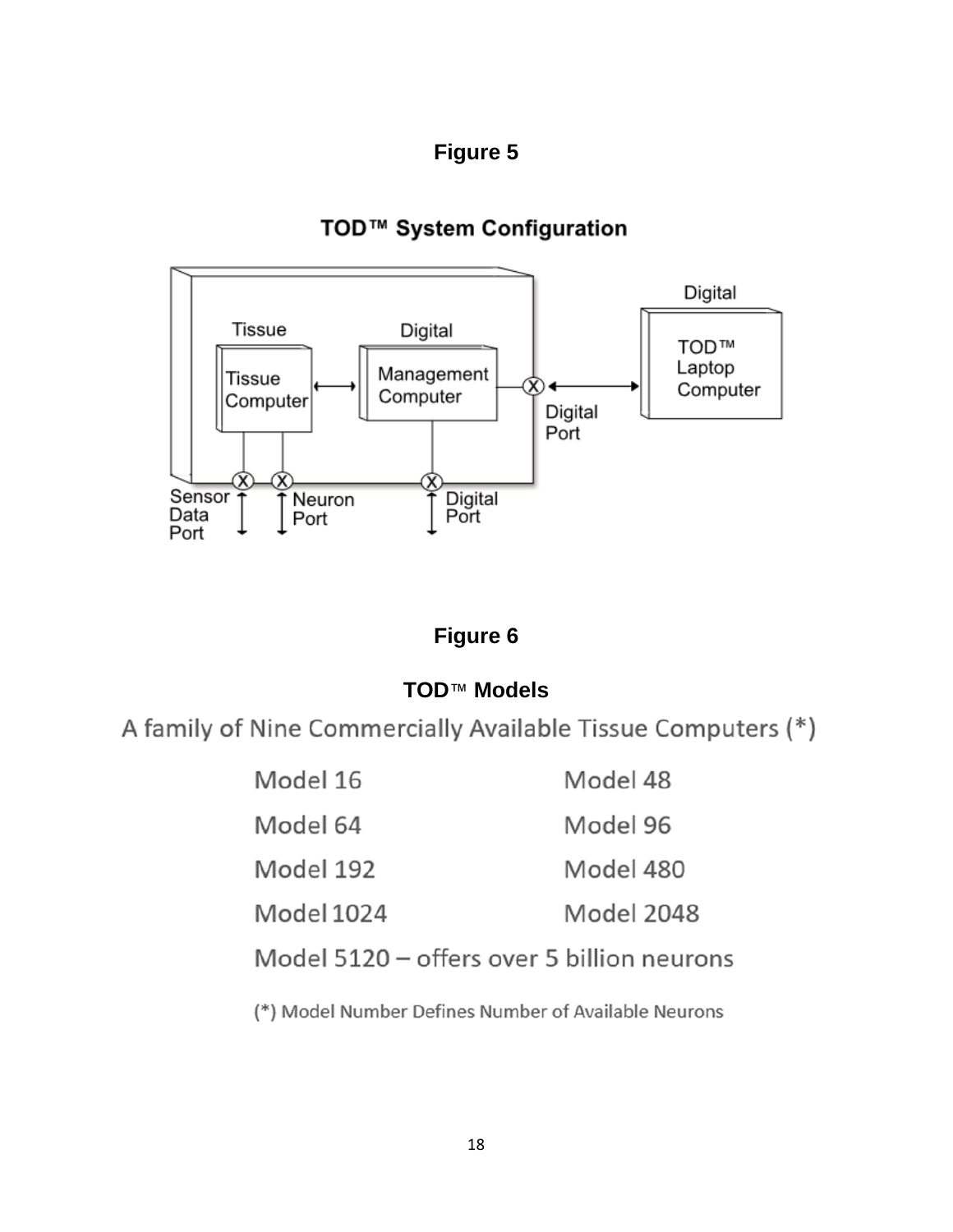**Figure 5**

**TOD™ System Configuration**

Tissue

Tissue Computer

Digital

Management Computer

Digital Port

Digital

TOD™ Laptop Computer

Sensor Data Port

Neuron Port

Digital Port

**Figure 6**

**TOD™ Models**

A family of Nine Commercially Available Tissue Computers (*)

| | |
|---|---|
| Model 16 | Model 48 |
| Model 64 | Model 96 |
| Model 192 | Model 480 |
| Model 1024 | Model 2048 |

Model 5120 – offers over 5 billion neurons

(*) Model Number Defines Number of Available Neurons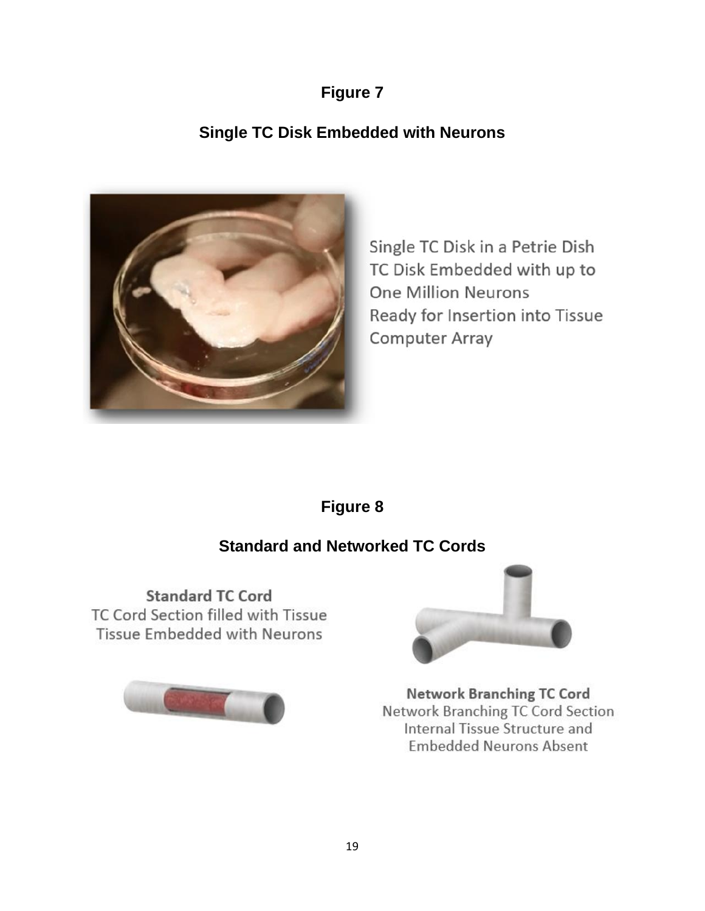**Figure 7**

**Single TC Disk Embedded with Neurons**

Single TC Disk in a Petrie Dish
TC Disk Embedded with up to One Million Neurons
Ready for Insertion into Tissue Computer Array

**Figure 8**

**Standard and Networked TC Cords**

**Standard TC Cord**
TC Cord Section filled with Tissue
Tissue Embedded with Neurons

**Network Branching TC Cord**
Network Branching TC Cord Section
Internal Tissue Structure and Embedded Neurons Absent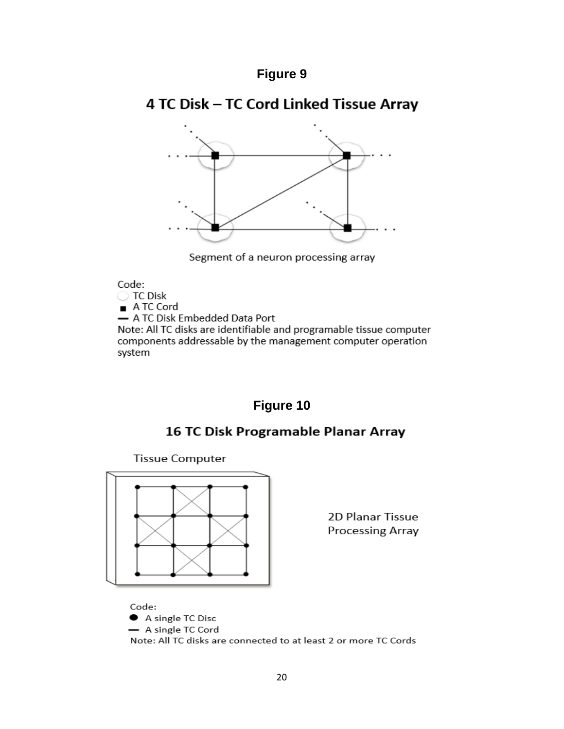**Figure 9**

## 4 TC Disk – TC Cord Linked Tissue Array

Segment of a neuron processing array

Code:
- TC Disk
- A TC Cord
- A TC Disk Embedded Data Port

Note: All TC disks are identifiable and programable tissue computer components addressable by the management computer operation system

**Figure 10**

## 16 TC Disk Programable Planar Array

Tissue Computer

2D Planar Tissue Processing Array

Code:
- A single TC Disc
- A single TC Cord

Note: All TC disks are connected to at least 2 or more TC Cords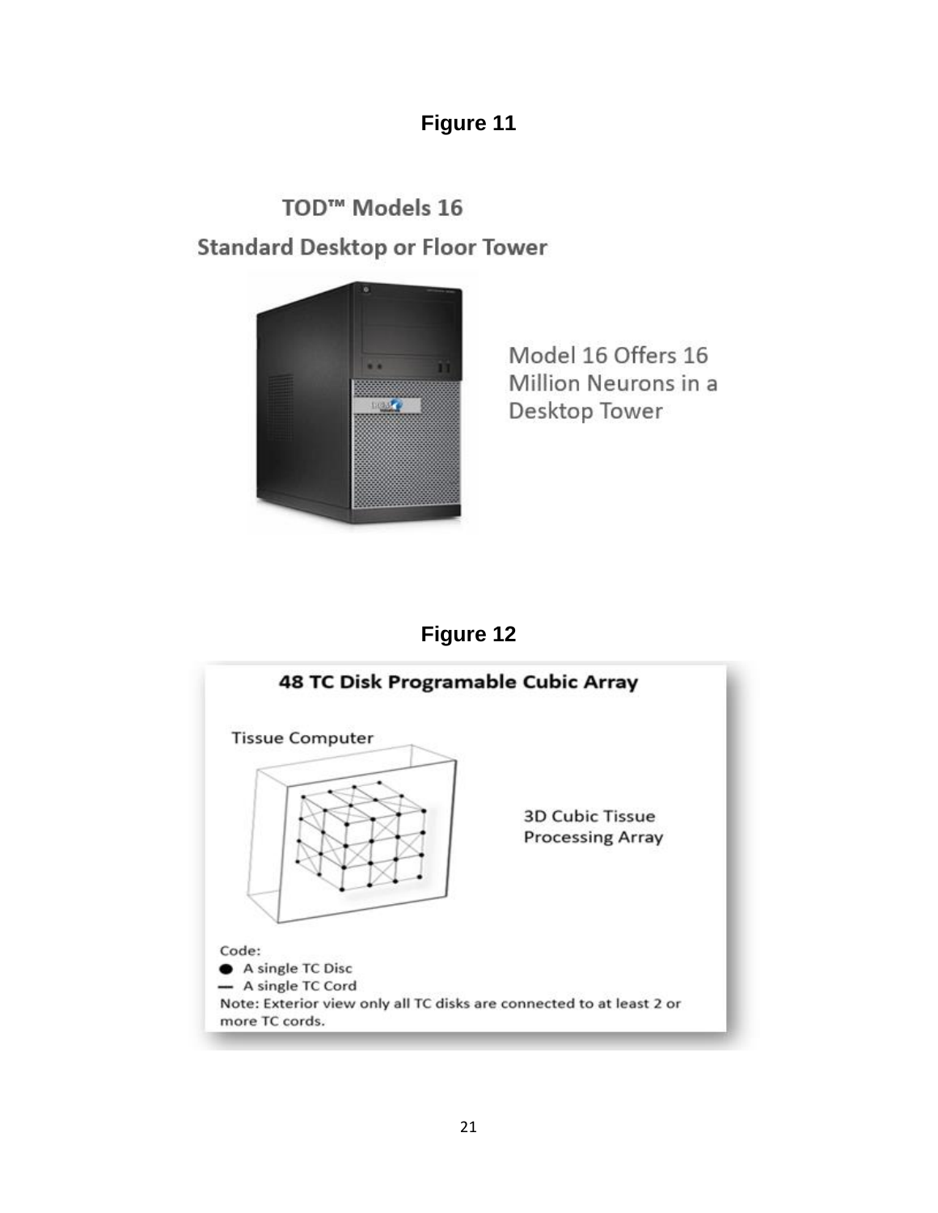**Figure 11**

TOD™ Models 16

Standard Desktop or Floor Tower

Model 16 Offers 16 Million Neurons in a Desktop Tower

**Figure 12**

48 TC Disk Programable Cubic Array

Tissue Computer

3D Cubic Tissue Processing Array

Code:

- ● A single TC Disc
- — A single TC Cord

Note: Exterior view only all TC disks are connected to at least 2 or more TC cords.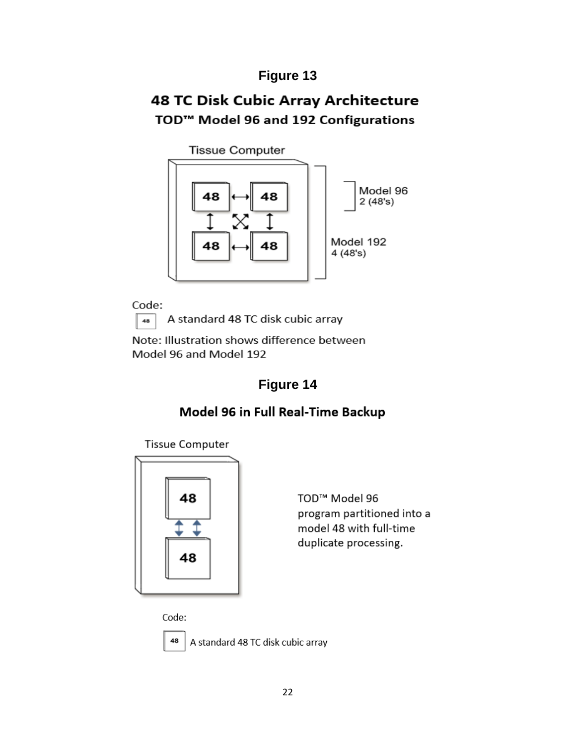# Figure 13

## 48 TC Disk Cubic Array Architecture

### TOD™ Model 96 and 192 Configurations

Tissue Computer

48 ⟷ 48

48 ⟷ 48

Model 96
2 (48's)

Model 192
4 (48's)

Code:

48 — A standard 48 TC disk cubic array

Note: Illustration shows difference between Model 96 and Model 192

# Figure 14

## Model 96 in Full Real-Time Backup

Tissue Computer

48

48

TOD™ Model 96 program partitioned into a model 48 with full-time duplicate processing.

Code:

48 — A standard 48 TC disk cubic array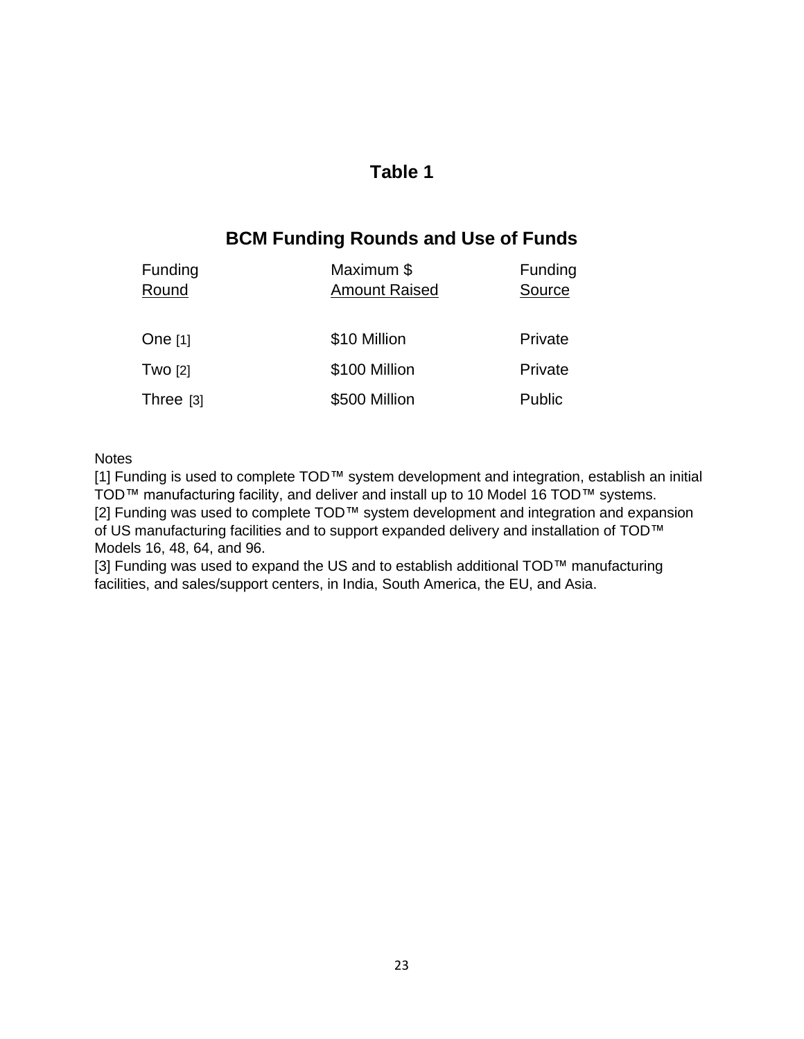## Table 1

## BCM Funding Rounds and Use of Funds

| Funding Round | Maximum $ Amount Raised | Funding Source |
|---|---|---|
| One [1] | $10 Million | Private |
| Two [2] | $100 Million | Private |
| Three [3] | $500 Million | Public |

Notes

[1] Funding is used to complete TOD™ system development and integration, establish an initial TOD™ manufacturing facility, and deliver and install up to 10 Model 16 TOD™ systems.

[2] Funding was used to complete TOD™ system development and integration and expansion of US manufacturing facilities and to support expanded delivery and installation of TOD™ Models 16, 48, 64, and 96.

[3] Funding was used to expand the US and to establish additional TOD™ manufacturing facilities, and sales/support centers, in India, South America, the EU, and Asia.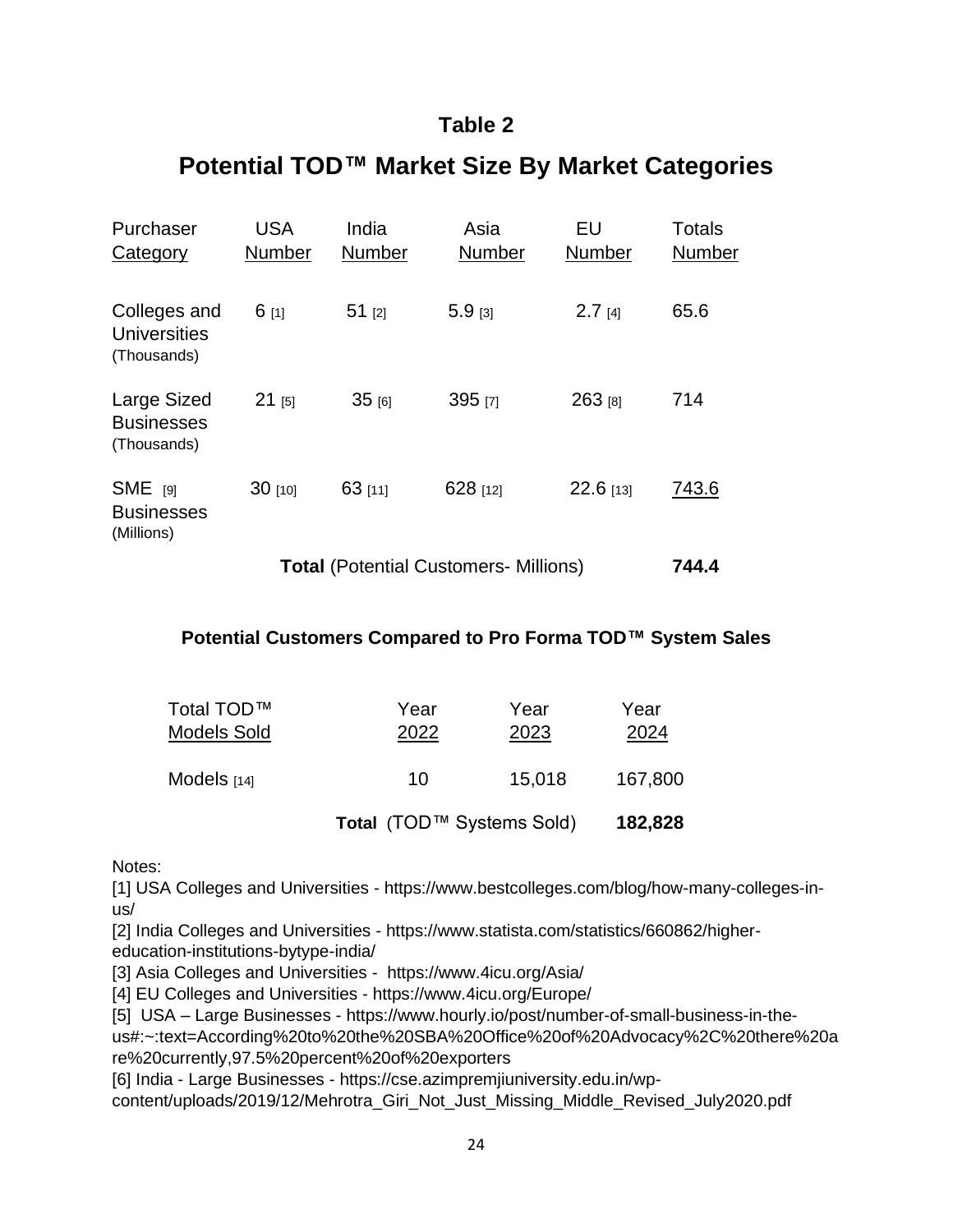## Table 2

# Potential TOD™ Market Size By Market Categories

| Purchaser Category | USA Number | India Number | Asia Number | EU Number | Totals Number |
|---|---|---|---|---|---|
| Colleges and Universities (Thousands) | 6 [1] | 51 [2] | 5.9 [3] | 2.7 [4] | 65.6 |
| Large Sized Businesses (Thousands) | 21 [5] | 35 [6] | 395 [7] | 263 [8] | 714 |
| SME [9] Businesses (Millions) | 30 [10] | 63 [11] | 628 [12] | 22.6 [13] | 743.6 |
| | | **Total** (Potential Customers- Millions) | | | **744.4** |

### Potential Customers Compared to Pro Forma TOD™ System Sales

| Total TOD™ Models Sold | Year 2022 | Year 2023 | Year 2024 |
|---|---|---|---|
| Models [14] | 10 | 15,018 | 167,800 |
| | **Total** (TOD™ Systems Sold) | | **182,828** |

Notes:

[1] USA Colleges and Universities - https://www.bestcolleges.com/blog/how-many-colleges-in-us/

[2] India Colleges and Universities - https://www.statista.com/statistics/660862/higher-education-institutions-bytype-india/

[3] Asia Colleges and Universities - https://www.4icu.org/Asia/

[4] EU Colleges and Universities - https://www.4icu.org/Europe/

[5] USA – Large Businesses - https://www.hourly.io/post/number-of-small-business-in-the-us#:~:text=According%20to%20the%20SBA%20Office%20of%20Advocacy%2C%20there%20are%20currently,97.5%20percent%20of%20exporters

[6] India - Large Businesses - https://cse.azimpremjiuniversity.edu.in/wp-content/uploads/2019/12/Mehrotra_Giri_Not_Just_Missing_Middle_Revised_July2020.pdf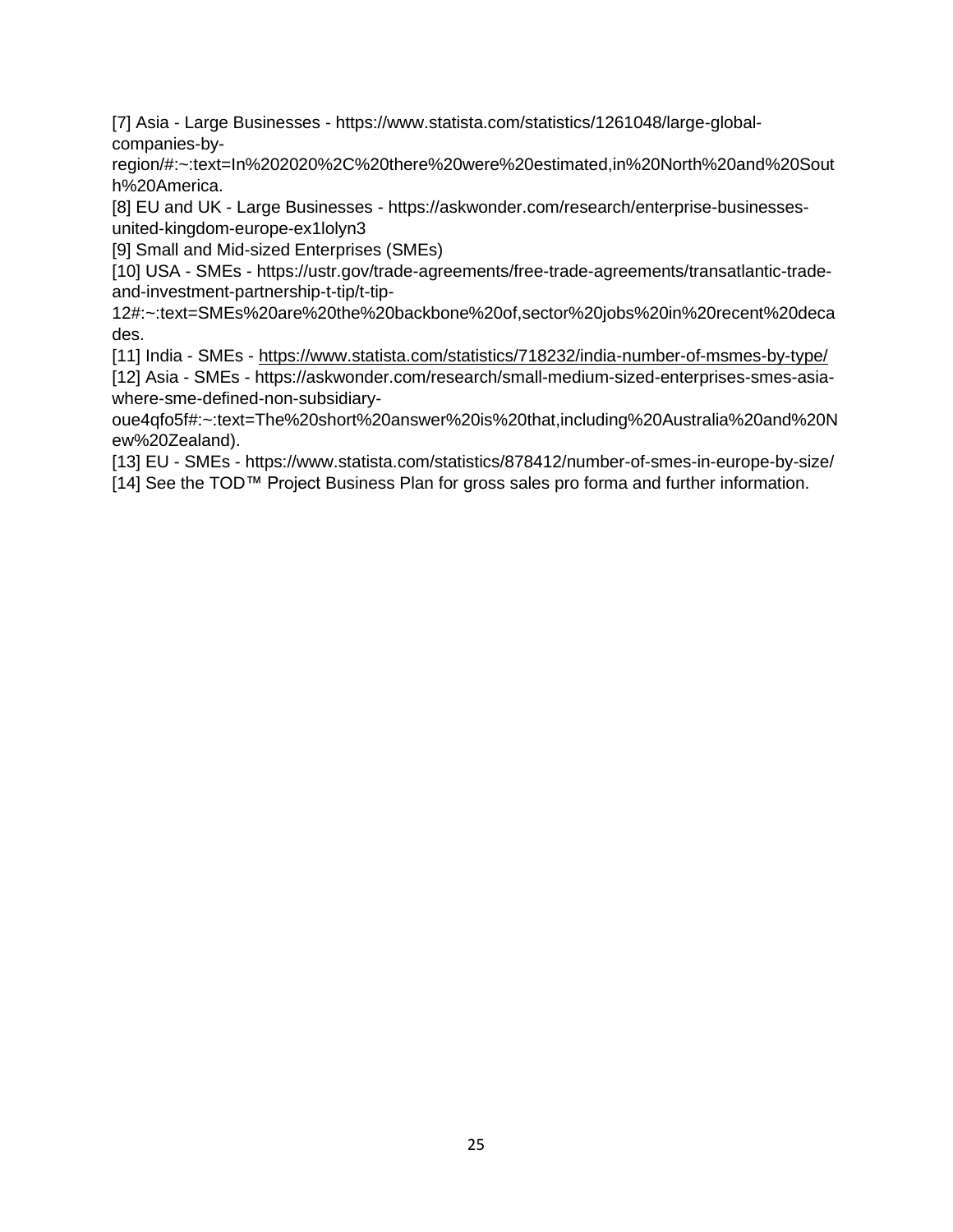[7] Asia - Large Businesses - https://www.statista.com/statistics/1261048/large-global-companies-by-region/#:~:text=In%202020%2C%20there%20were%20estimated,in%20North%20and%20South%20America.

[8] EU and UK - Large Businesses - https://askwonder.com/research/enterprise-businesses-united-kingdom-europe-ex1lolyn3

[9] Small and Mid-sized Enterprises (SMEs)

[10] USA - SMEs - https://ustr.gov/trade-agreements/free-trade-agreements/transatlantic-trade-and-investment-partnership-t-tip/t-tip-12#:~:text=SMEs%20are%20the%20backbone%20of,sector%20jobs%20in%20recent%20decades.

[11] India - SMEs - https://www.statista.com/statistics/718232/india-number-of-msmes-by-type/

[12] Asia - SMEs - https://askwonder.com/research/small-medium-sized-enterprises-smes-asia-where-sme-defined-non-subsidiary-oue4qfo5f#:~:text=The%20short%20answer%20is%20that,including%20Australia%20and%20New%20Zealand).

[13] EU - SMEs - https://www.statista.com/statistics/878412/number-of-smes-in-europe-by-size/

[14] See the TOD™ Project Business Plan for gross sales pro forma and further information.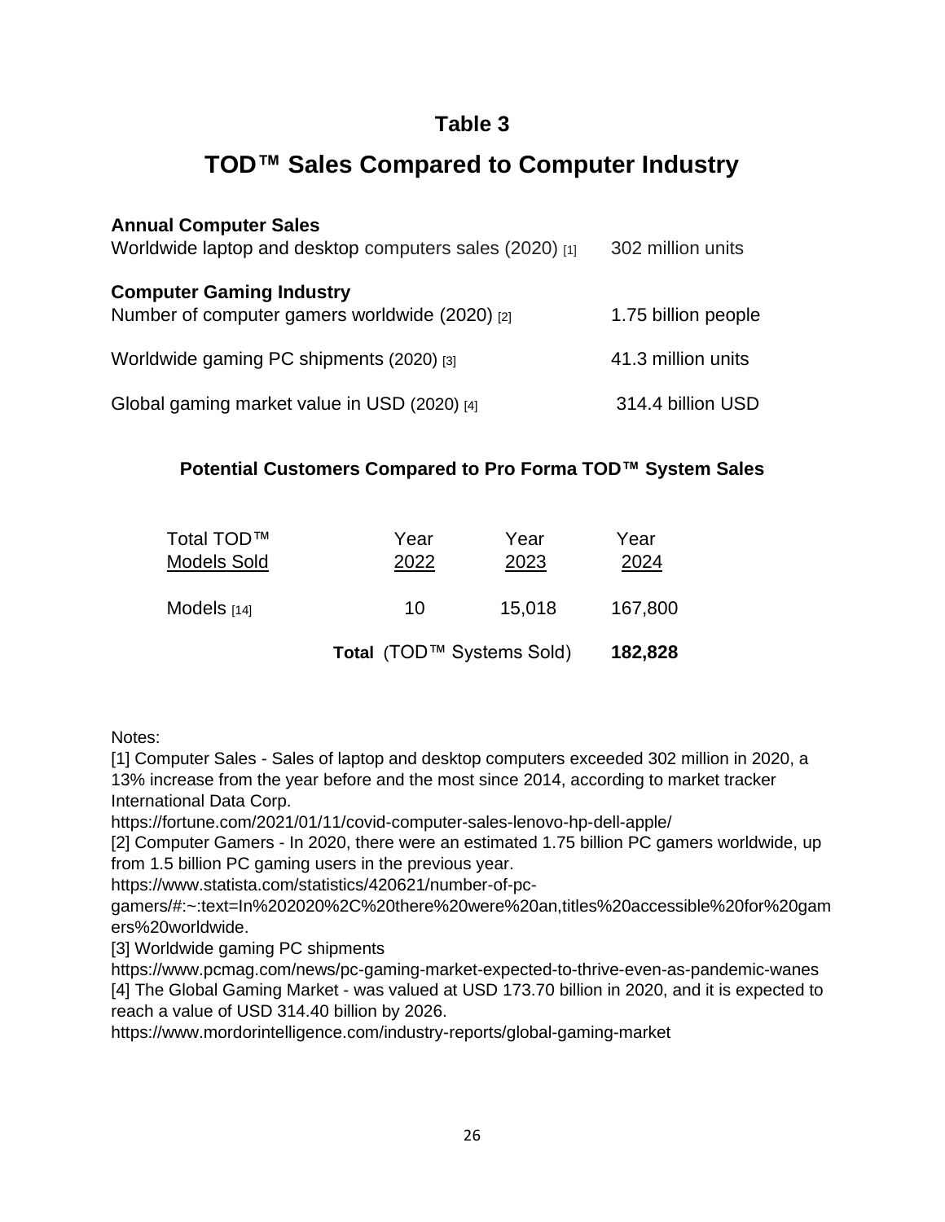## Table 3

# TOD™ Sales Compared to Computer Industry

| | |
|---|---|
| **Annual Computer Sales** | |
| Worldwide laptop and desktop computers sales (2020) [1] | 302 million units |
| **Computer Gaming Industry** | |
| Number of computer gamers worldwide (2020) [2] | 1.75 billion people |
| Worldwide gaming PC shipments (2020) [3] | 41.3 million units |
| Global gaming market value in USD (2020) [4] | 314.4 billion USD |

### Potential Customers Compared to Pro Forma TOD™ System Sales

| Total TOD™ Models Sold | Year 2022 | Year 2023 | Year 2024 |
|---|---|---|---|
| Models [14] | 10 | 15,018 | 167,800 |
| | **Total** (TOD™ Systems Sold) | | **182,828** |

Notes:

[1] Computer Sales - Sales of laptop and desktop computers exceeded 302 million in 2020, a 13% increase from the year before and the most since 2014, according to market tracker International Data Corp.
https://fortune.com/2021/01/11/covid-computer-sales-lenovo-hp-dell-apple/

[2] Computer Gamers - In 2020, there were an estimated 1.75 billion PC gamers worldwide, up from 1.5 billion PC gaming users in the previous year.
https://www.statista.com/statistics/420621/number-of-pc-gamers/#:~:text=In%202020%2C%20there%20were%20an,titles%20accessible%20for%20gamers%20worldwide.

[3] Worldwide gaming PC shipments
https://www.pcmag.com/news/pc-gaming-market-expected-to-thrive-even-as-pandemic-wanes

[4] The Global Gaming Market - was valued at USD 173.70 billion in 2020, and it is expected to reach a value of USD 314.40 billion by 2026.
https://www.mordorintelligence.com/industry-reports/global-gaming-market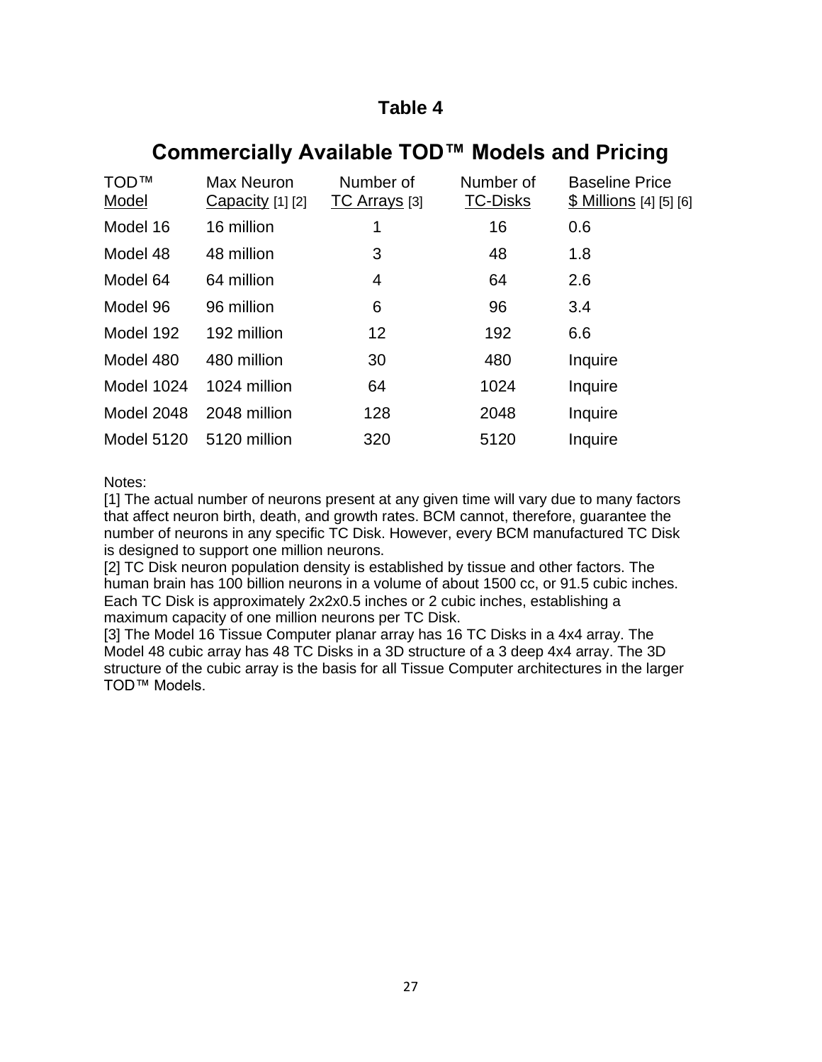## Table 4

# Commercially Available TOD™ Models and Pricing

| TOD™ Model | Max Neuron Capacity [1] [2] | Number of TC Arrays [3] | Number of TC-Disks | Baseline Price $ Millions [4] [5] [6] |
|---|---|---|---|---|
| Model 16 | 16 million | 1 | 16 | 0.6 |
| Model 48 | 48 million | 3 | 48 | 1.8 |
| Model 64 | 64 million | 4 | 64 | 2.6 |
| Model 96 | 96 million | 6 | 96 | 3.4 |
| Model 192 | 192 million | 12 | 192 | 6.6 |
| Model 480 | 480 million | 30 | 480 | Inquire |
| Model 1024 | 1024 million | 64 | 1024 | Inquire |
| Model 2048 | 2048 million | 128 | 2048 | Inquire |
| Model 5120 | 5120 million | 320 | 5120 | Inquire |

Notes:

[1] The actual number of neurons present at any given time will vary due to many factors that affect neuron birth, death, and growth rates. BCM cannot, therefore, guarantee the number of neurons in any specific TC Disk. However, every BCM manufactured TC Disk is designed to support one million neurons.

[2] TC Disk neuron population density is established by tissue and other factors. The human brain has 100 billion neurons in a volume of about 1500 cc, or 91.5 cubic inches. Each TC Disk is approximately 2x2x0.5 inches or 2 cubic inches, establishing a maximum capacity of one million neurons per TC Disk.

[3] The Model 16 Tissue Computer planar array has 16 TC Disks in a 4x4 array. The Model 48 cubic array has 48 TC Disks in a 3D structure of a 3 deep 4x4 array. The 3D structure of the cubic array is the basis for all Tissue Computer architectures in the larger TOD™ Models.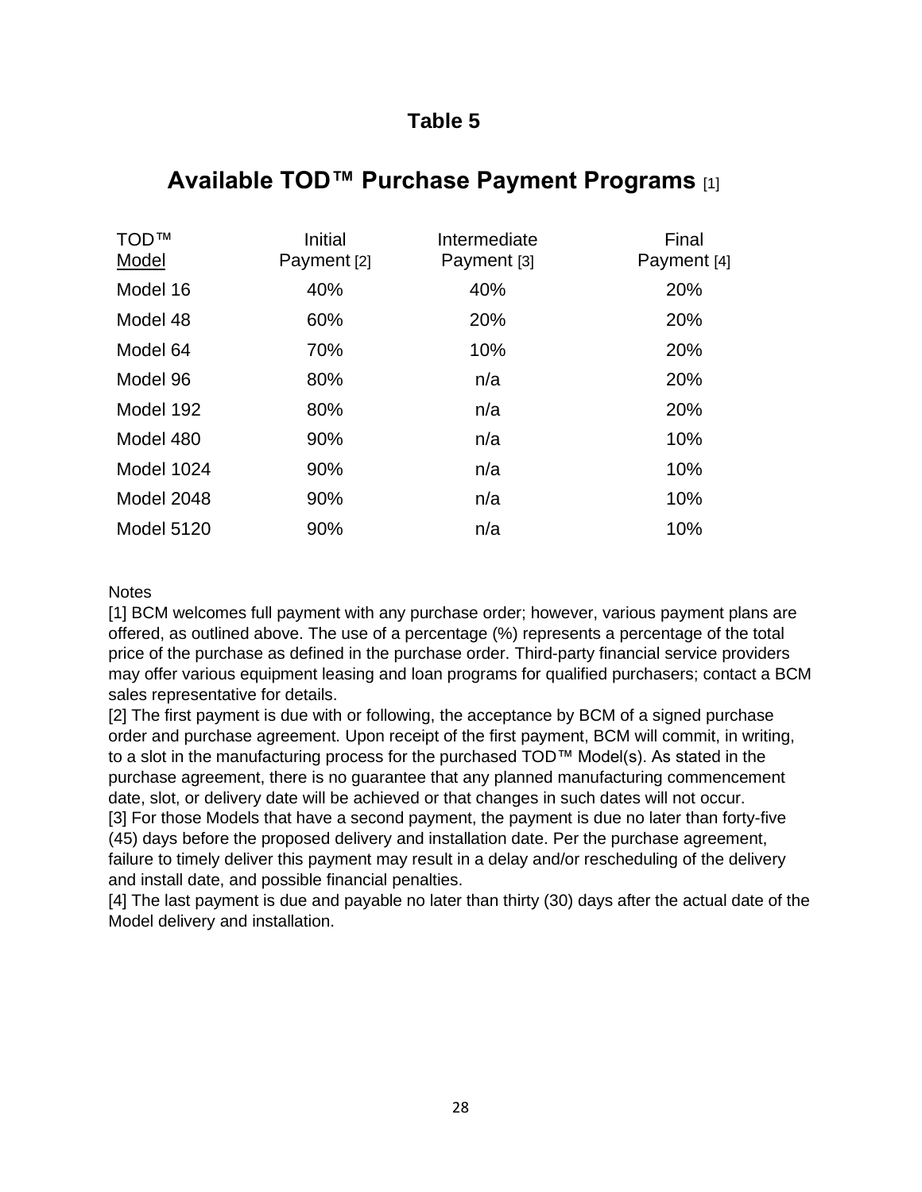## Table 5

# Available TOD™ Purchase Payment Programs [1]

| TOD™ Model | Initial Payment [2] | Intermediate Payment [3] | Final Payment [4] |
|---|---|---|---|
| Model 16 | 40% | 40% | 20% |
| Model 48 | 60% | 20% | 20% |
| Model 64 | 70% | 10% | 20% |
| Model 96 | 80% | n/a | 20% |
| Model 192 | 80% | n/a | 20% |
| Model 480 | 90% | n/a | 10% |
| Model 1024 | 90% | n/a | 10% |
| Model 2048 | 90% | n/a | 10% |
| Model 5120 | 90% | n/a | 10% |

Notes

[1] BCM welcomes full payment with any purchase order; however, various payment plans are offered, as outlined above. The use of a percentage (%) represents a percentage of the total price of the purchase as defined in the purchase order. Third-party financial service providers may offer various equipment leasing and loan programs for qualified purchasers; contact a BCM sales representative for details.

[2] The first payment is due with or following, the acceptance by BCM of a signed purchase order and purchase agreement. Upon receipt of the first payment, BCM will commit, in writing, to a slot in the manufacturing process for the purchased TOD™ Model(s). As stated in the purchase agreement, there is no guarantee that any planned manufacturing commencement date, slot, or delivery date will be achieved or that changes in such dates will not occur.

[3] For those Models that have a second payment, the payment is due no later than forty-five (45) days before the proposed delivery and installation date. Per the purchase agreement, failure to timely deliver this payment may result in a delay and/or rescheduling of the delivery and install date, and possible financial penalties.

[4] The last payment is due and payable no later than thirty (30) days after the actual date of the Model delivery and installation.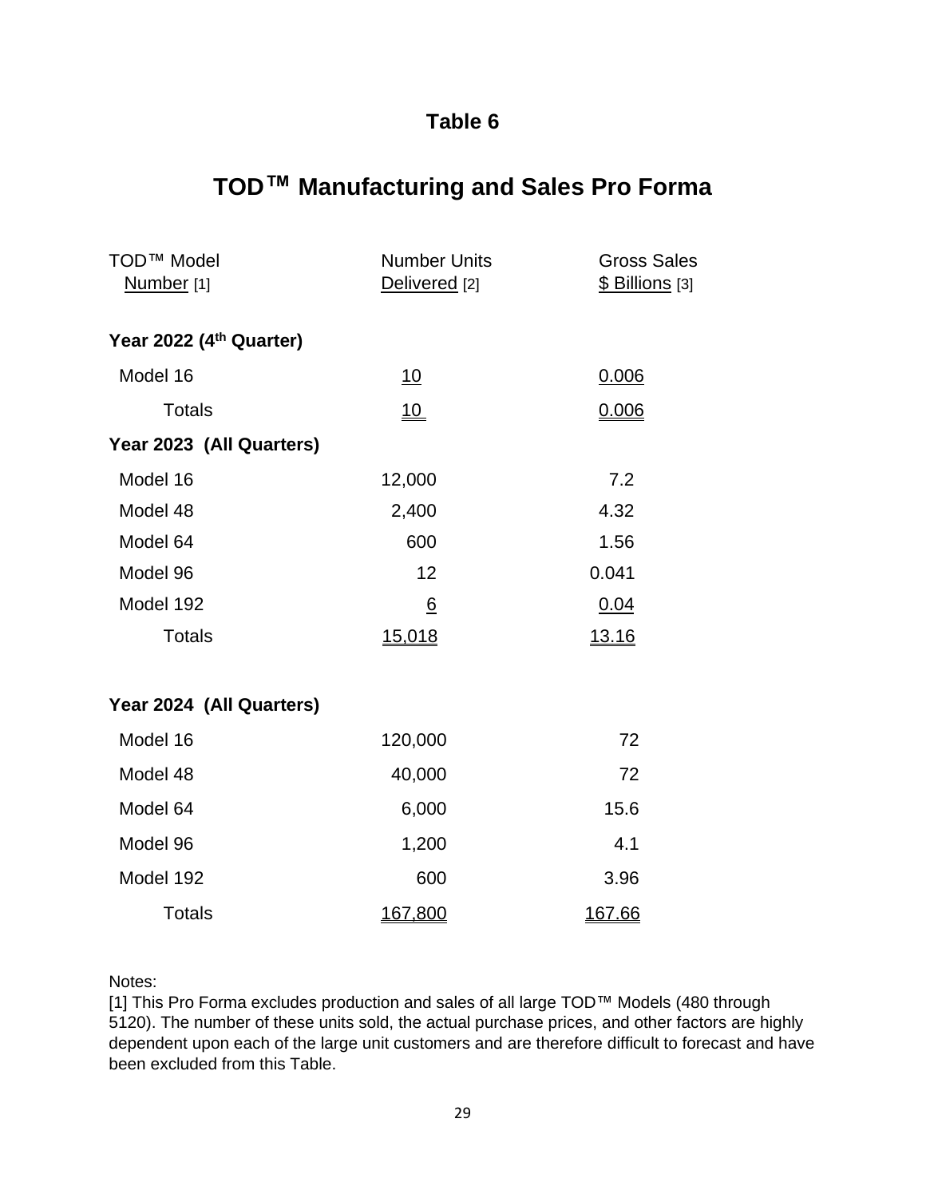## Table 6

# TOD™ Manufacturing and Sales Pro Forma

| TOD™ Model Number [1] | Number Units Delivered [2] | Gross Sales $ Billions [3] |
|---|---|---|
| **Year 2022 (4th Quarter)** | | |
| Model 16 | 10 | 0.006 |
| Totals | 10 | 0.006 |
| **Year 2023 (All Quarters)** | | |
| Model 16 | 12,000 | 7.2 |
| Model 48 | 2,400 | 4.32 |
| Model 64 | 600 | 1.56 |
| Model 96 | 12 | 0.041 |
| Model 192 | 6 | 0.04 |
| Totals | 15,018 | 13.16 |
| **Year 2024 (All Quarters)** | | |
| Model 16 | 120,000 | 72 |
| Model 48 | 40,000 | 72 |
| Model 64 | 6,000 | 15.6 |
| Model 96 | 1,200 | 4.1 |
| Model 192 | 600 | 3.96 |
| Totals | 167,800 | 167.66 |

Notes:

[1] This Pro Forma excludes production and sales of all large TOD™ Models (480 through 5120). The number of these units sold, the actual purchase prices, and other factors are highly dependent upon each of the large unit customers and are therefore difficult to forecast and have been excluded from this Table.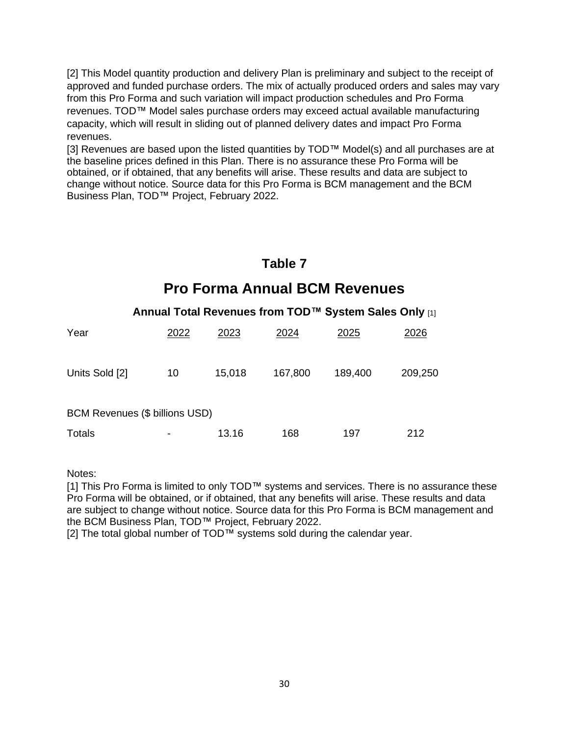[2] This Model quantity production and delivery Plan is preliminary and subject to the receipt of approved and funded purchase orders. The mix of actually produced orders and sales may vary from this Pro Forma and such variation will impact production schedules and Pro Forma revenues. TOD™ Model sales purchase orders may exceed actual available manufacturing capacity, which will result in sliding out of planned delivery dates and impact Pro Forma revenues.
[3] Revenues are based upon the listed quantities by TOD™ Model(s) and all purchases are at the baseline prices defined in this Plan. There is no assurance these Pro Forma will be obtained, or if obtained, that any benefits will arise. These results and data are subject to change without notice. Source data for this Pro Forma is BCM management and the BCM Business Plan, TOD™ Project, February 2022.

## Table 7

# Pro Forma Annual BCM Revenues

### Annual Total Revenues from TOD™ System Sales Only [1]

| Year | 2022 | 2023 | 2024 | 2025 | 2026 |
|---|---|---|---|---|---|
| Units Sold [2] | 10 | 15,018 | 167,800 | 189,400 | 209,250 |
| BCM Revenues ($ billions USD) | | | | | |
| Totals | - | 13.16 | 168 | 197 | 212 |

Notes:
[1] This Pro Forma is limited to only TOD™ systems and services. There is no assurance these Pro Forma will be obtained, or if obtained, that any benefits will arise. These results and data are subject to change without notice. Source data for this Pro Forma is BCM management and the BCM Business Plan, TOD™ Project, February 2022.
[2] The total global number of TOD™ systems sold during the calendar year.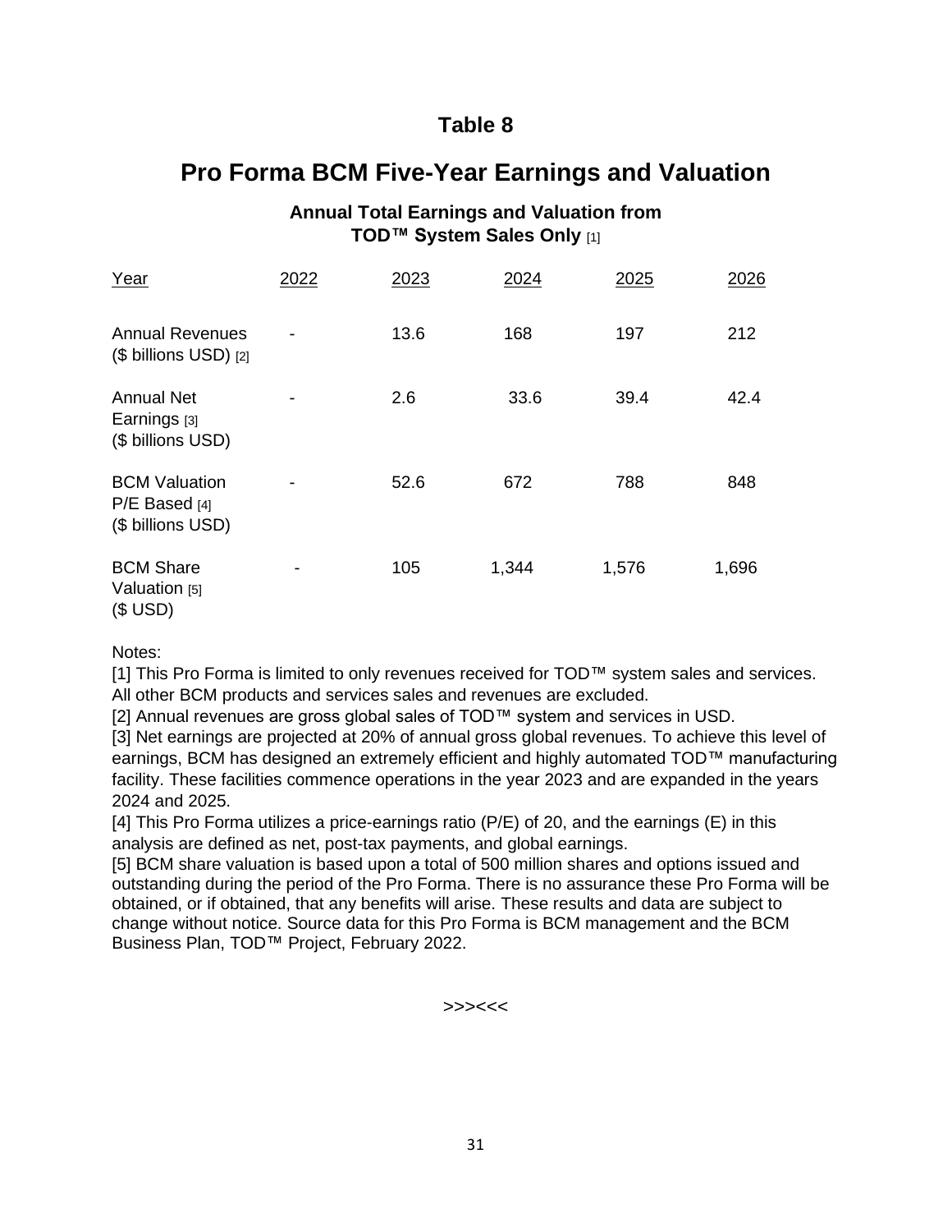# Table 8

## Pro Forma BCM Five-Year Earnings and Valuation

### Annual Total Earnings and Valuation from TOD™ System Sales Only [1]

| Year | 2022 | 2023 | 2024 | 2025 | 2026 |
|---|---|---|---|---|---|
| Annual Revenues ($ billions USD) [2] | - | 13.6 | 168 | 197 | 212 |
| Annual Net Earnings [3] ($ billions USD) | - | 2.6 | 33.6 | 39.4 | 42.4 |
| BCM Valuation P/E Based [4] ($ billions USD) | - | 52.6 | 672 | 788 | 848 |
| BCM Share Valuation [5] ($ USD) | - | 105 | 1,344 | 1,576 | 1,696 |

Notes:

[1] This Pro Forma is limited to only revenues received for TOD™ system sales and services. All other BCM products and services sales and revenues are excluded.

[2] Annual revenues are gross global sales of TOD™ system and services in USD.

[3] Net earnings are projected at 20% of annual gross global revenues. To achieve this level of earnings, BCM has designed an extremely efficient and highly automated TOD™ manufacturing facility. These facilities commence operations in the year 2023 and are expanded in the years 2024 and 2025.

[4] This Pro Forma utilizes a price-earnings ratio (P/E) of 20, and the earnings (E) in this analysis are defined as net, post-tax payments, and global earnings.

[5] BCM share valuation is based upon a total of 500 million shares and options issued and outstanding during the period of the Pro Forma. There is no assurance these Pro Forma will be obtained, or if obtained, that any benefits will arise. These results and data are subject to change without notice. Source data for this Pro Forma is BCM management and the BCM Business Plan, TOD™ Project, February 2022.

>>><<<